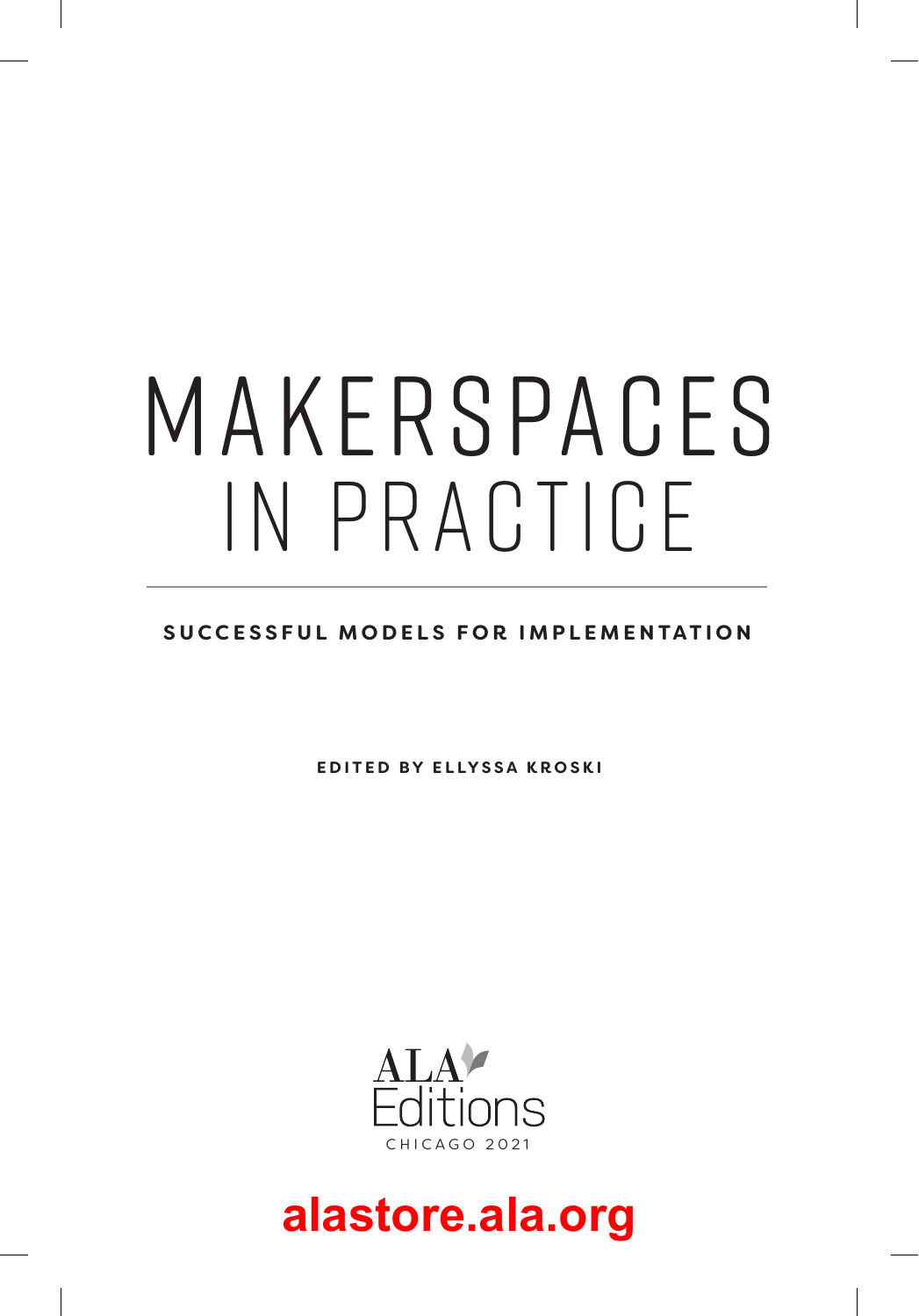# MAKERSPACES IN PRACTICE

**SUCCESSFUL MODELS FOR IMPLEMENTATION**

**EDITED BY ELLYSSA KROSKI**

ALA Editions

CHICAGO 2021

**alastore.ala.org**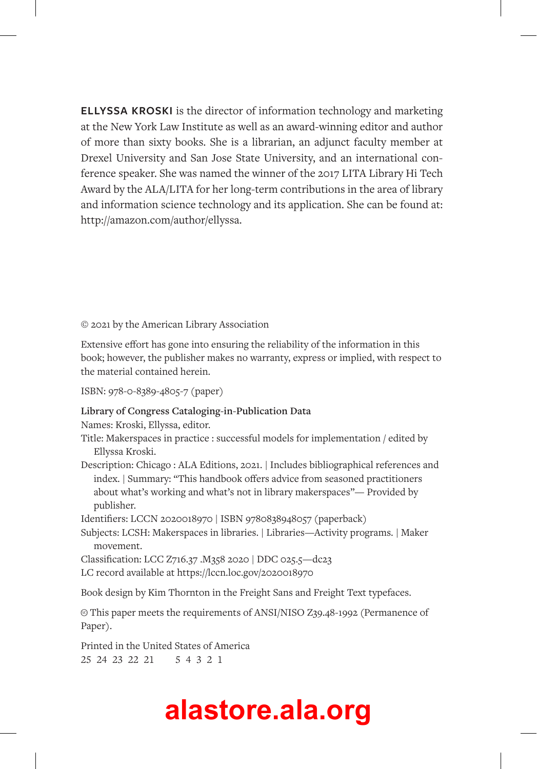**ELLYSSA KROSKI** is the director of information technology and marketing at the New York Law Institute as well as an award-winning editor and author of more than sixty books. She is a librarian, an adjunct faculty member at Drexel University and San Jose State University, and an international conference speaker. She was named the winner of the 2017 LITA Library Hi Tech Award by the ALA/LITA for her long-term contributions in the area of library and information science technology and its application. She can be found at: http://amazon.com/author/ellyssa.

© 2021 by the American Library Association

Extensive effort has gone into ensuring the reliability of the information in this book; however, the publisher makes no warranty, express or implied, with respect to the material contained herein.

ISBN: 978-0-8389-4805-7 (paper)

**Library of Congress Cataloging-in-Publication Data**

Names: Kroski, Ellyssa, editor.

Title: Makerspaces in practice : successful models for implementation / edited by Ellyssa Kroski.

Description: Chicago : ALA Editions, 2021. | Includes bibliographical references and index. | Summary: "This handbook offers advice from seasoned practitioners about what's working and what's not in library makerspaces"— Provided by publisher.

Identifiers: LCCN 2020018970 | ISBN 9780838948057 (paperback)

Subjects: LCSH: Makerspaces in libraries. | Libraries—Activity programs. | Maker movement.

Classification: LCC Z716.37 .M358 2020 | DDC 025.5—dc23

LC record available at https://lccn.loc.gov/2020018970

Book design by Kim Thornton in the Freight Sans and Freight Text typefaces.

♾ This paper meets the requirements of ANSI/NISO Z39.48-1992 (Permanence of Paper).

Printed in the United States of America

25 24 23 22 21 5 4 3 2 1

**alastore.ala.org**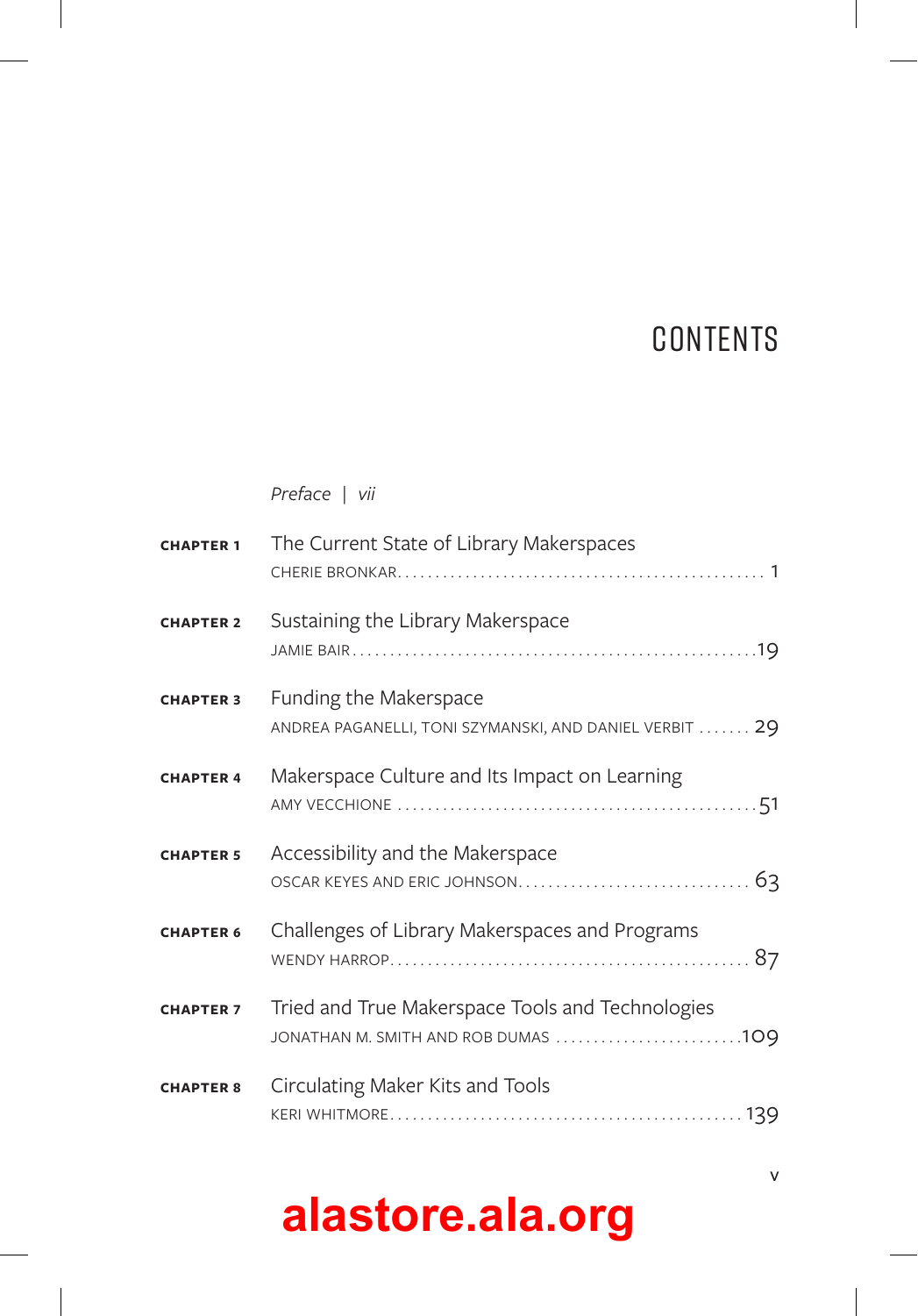# CONTENTS

*Preface | vii*

**CHAPTER 1** The Current State of Library Makerspaces
CHERIE BRONKAR . . . . . 1

**CHAPTER 2** Sustaining the Library Makerspace
JAMIE BAIR . . . . . 19

**CHAPTER 3** Funding the Makerspace
ANDREA PAGANELLI, TONI SZYMANSKI, AND DANIEL VERBIT . . . . . 29

**CHAPTER 4** Makerspace Culture and Its Impact on Learning
AMY VECCHIONE . . . . . 51

**CHAPTER 5** Accessibility and the Makerspace
OSCAR KEYES AND ERIC JOHNSON . . . . . 63

**CHAPTER 6** Challenges of Library Makerspaces and Programs
WENDY HARROP . . . . . 87

**CHAPTER 7** Tried and True Makerspace Tools and Technologies
JONATHAN M. SMITH AND ROB DUMAS . . . . . 109

**CHAPTER 8** Circulating Maker Kits and Tools
KERI WHITMORE . . . . . 139

alastore.ala.org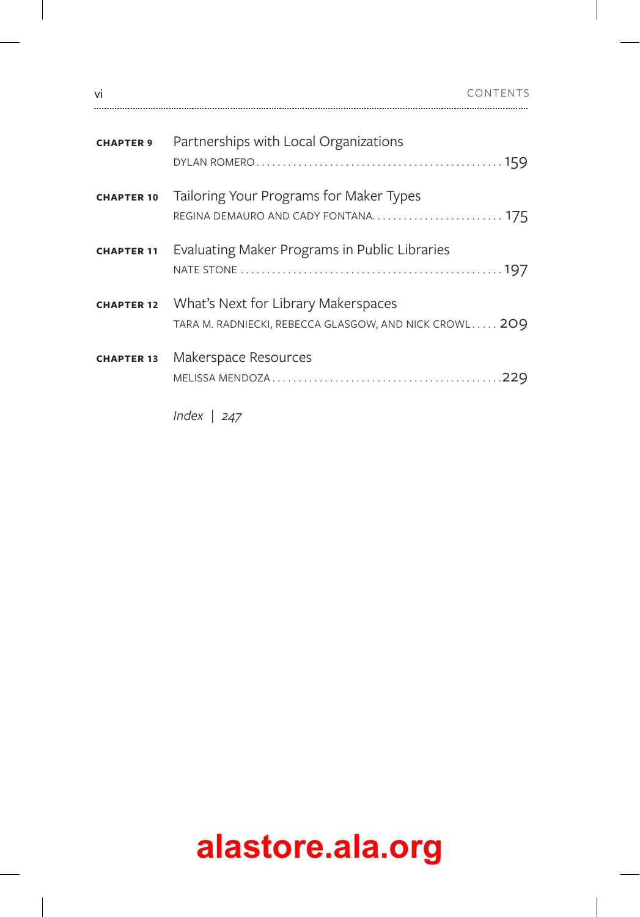**CHAPTER 9** Partnerships with Local Organizations
DYLAN ROMERO . . . . . . . . . . 159

**CHAPTER 10** Tailoring Your Programs for Maker Types
REGINA DEMAURO AND CADY FONTANA . . . . . . . . . . 175

**CHAPTER 11** Evaluating Maker Programs in Public Libraries
NATE STONE . . . . . . . . . . 197

**CHAPTER 12** What's Next for Library Makerspaces
TARA M. RADNIECKI, REBECCA GLASGOW, AND NICK CROWL . . . . . 209

**CHAPTER 13** Makerspace Resources
MELISSA MENDOZA . . . . . . . . . . 229

*Index | 247*

alastore.ala.org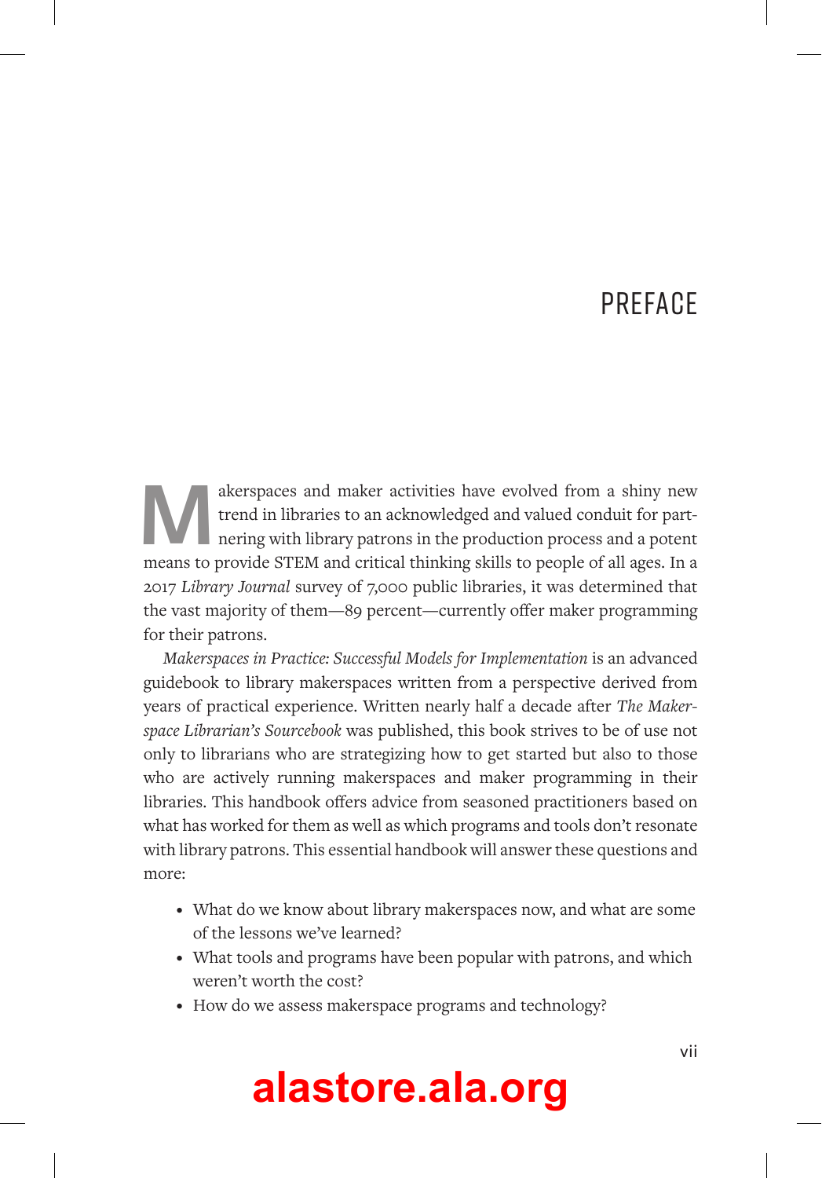# PREFACE

Makerspaces and maker activities have evolved from a shiny new trend in libraries to an acknowledged and valued conduit for partnering with library patrons in the production process and a potent means to provide STEM and critical thinking skills to people of all ages. In a 2017 *Library Journal* survey of 7,000 public libraries, it was determined that the vast majority of them—89 percent—currently offer maker programming for their patrons.

*Makerspaces in Practice: Successful Models for Implementation* is an advanced guidebook to library makerspaces written from a perspective derived from years of practical experience. Written nearly half a decade after *The Makerspace Librarian's Sourcebook* was published, this book strives to be of use not only to librarians who are strategizing how to get started but also to those who are actively running makerspaces and maker programming in their libraries. This handbook offers advice from seasoned practitioners based on what has worked for them as well as which programs and tools don't resonate with library patrons. This essential handbook will answer these questions and more:

- What do we know about library makerspaces now, and what are some of the lessons we've learned?
- What tools and programs have been popular with patrons, and which weren't worth the cost?
- How do we assess makerspace programs and technology?

alastore.ala.org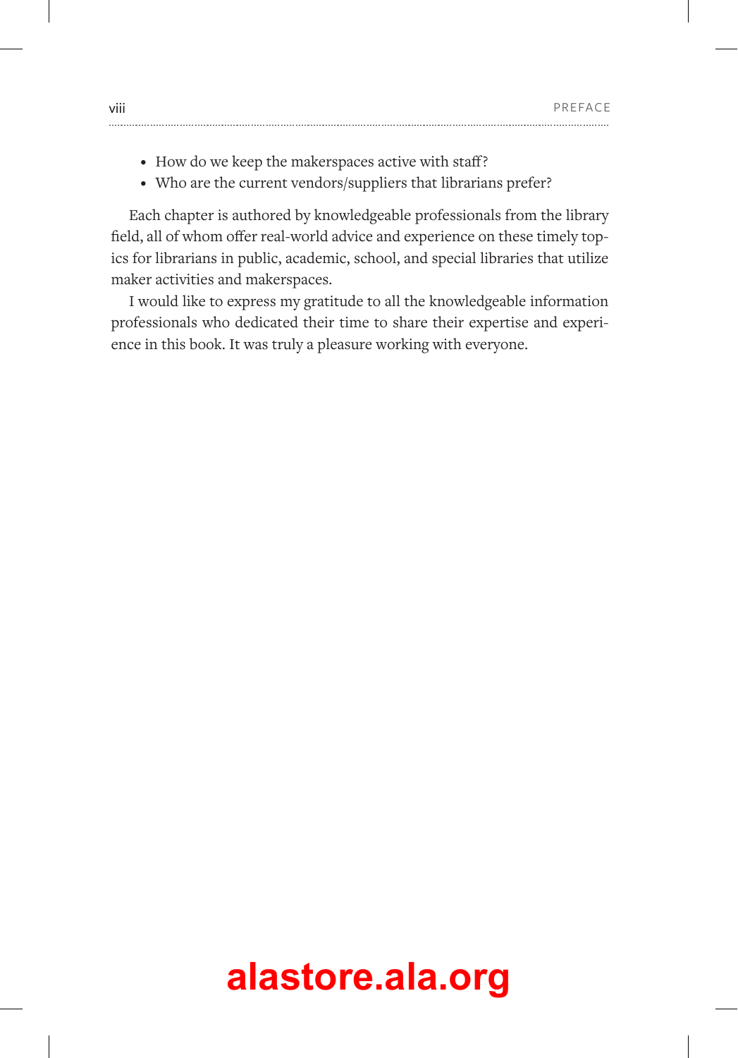- How do we keep the makerspaces active with staff?
- Who are the current vendors/suppliers that librarians prefer?

Each chapter is authored by knowledgeable professionals from the library field, all of whom offer real-world advice and experience on these timely topics for librarians in public, academic, school, and special libraries that utilize maker activities and makerspaces.

I would like to express my gratitude to all the knowledgeable information professionals who dedicated their time to share their expertise and experience in this book. It was truly a pleasure working with everyone.

alastore.ala.org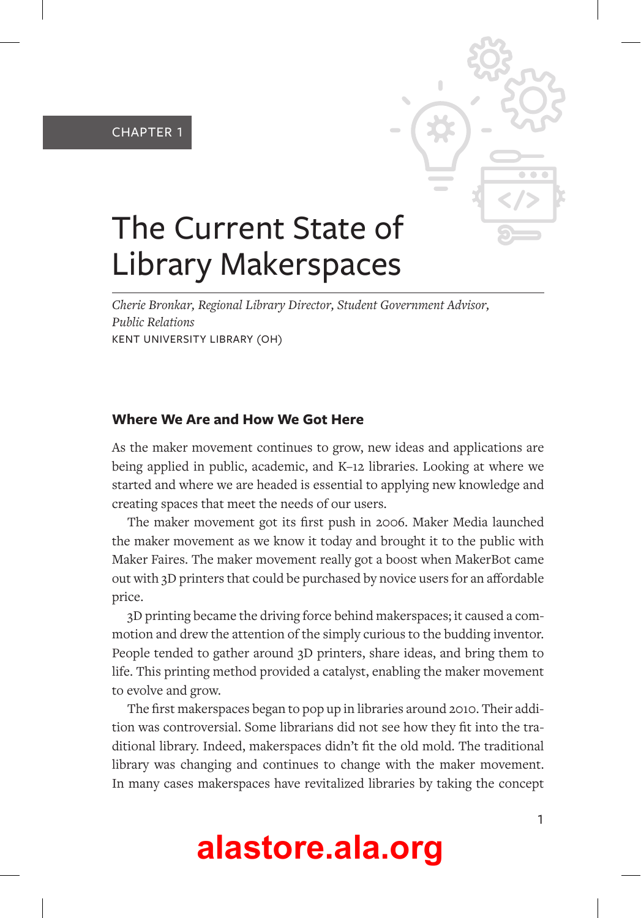CHAPTER 1

# The Current State of Library Makerspaces

*Cherie Bronkar, Regional Library Director, Student Government Advisor, Public Relations*
KENT UNIVERSITY LIBRARY (OH)

## Where We Are and How We Got Here

As the maker movement continues to grow, new ideas and applications are being applied in public, academic, and K–12 libraries. Looking at where we started and where we are headed is essential to applying new knowledge and creating spaces that meet the needs of our users.

The maker movement got its first push in 2006. Maker Media launched the maker movement as we know it today and brought it to the public with Maker Faires. The maker movement really got a boost when MakerBot came out with 3D printers that could be purchased by novice users for an affordable price.

3D printing became the driving force behind makerspaces; it caused a commotion and drew the attention of the simply curious to the budding inventor. People tended to gather around 3D printers, share ideas, and bring them to life. This printing method provided a catalyst, enabling the maker movement to evolve and grow.

The first makerspaces began to pop up in libraries around 2010. Their addition was controversial. Some librarians did not see how they fit into the traditional library. Indeed, makerspaces didn't fit the old mold. The traditional library was changing and continues to change with the maker movement. In many cases makerspaces have revitalized libraries by taking the concept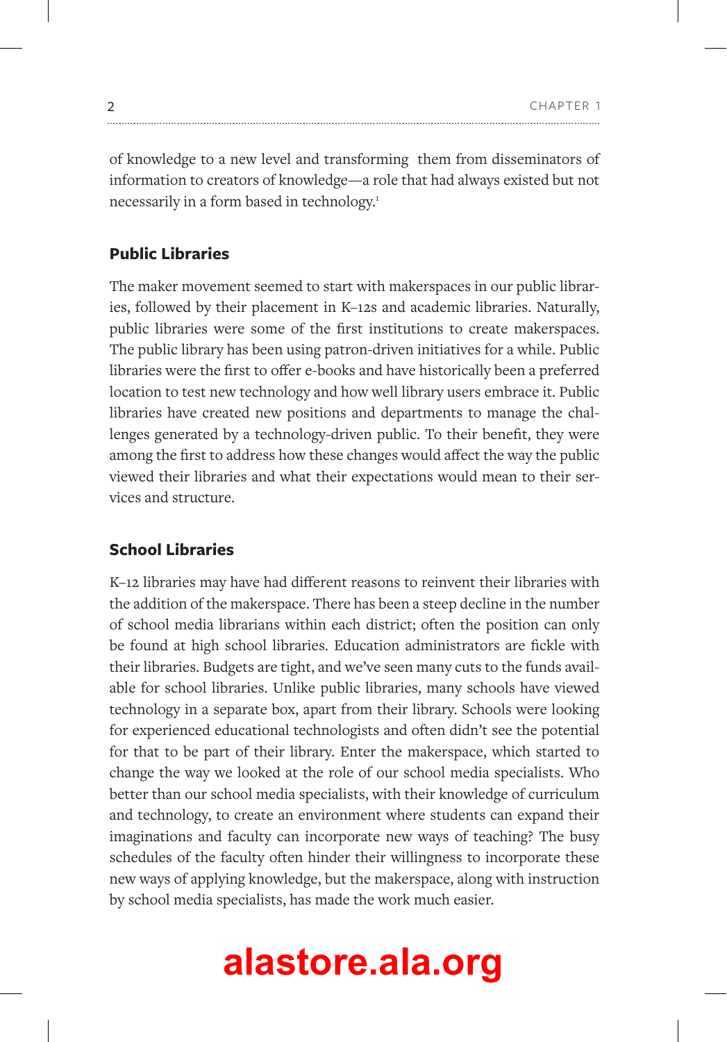of knowledge to a new level and transforming them from disseminators of information to creators of knowledge—a role that had always existed but not necessarily in a form based in technology.[1]

### Public Libraries

The maker movement seemed to start with makerspaces in our public libraries, followed by their placement in K–12s and academic libraries. Naturally, public libraries were some of the first institutions to create makerspaces. The public library has been using patron-driven initiatives for a while. Public libraries were the first to offer e-books and have historically been a preferred location to test new technology and how well library users embrace it. Public libraries have created new positions and departments to manage the challenges generated by a technology-driven public. To their benefit, they were among the first to address how these changes would affect the way the public viewed their libraries and what their expectations would mean to their services and structure.

### School Libraries

K–12 libraries may have had different reasons to reinvent their libraries with the addition of the makerspace. There has been a steep decline in the number of school media librarians within each district; often the position can only be found at high school libraries. Education administrators are fickle with their libraries. Budgets are tight, and we've seen many cuts to the funds available for school libraries. Unlike public libraries, many schools have viewed technology in a separate box, apart from their library. Schools were looking for experienced educational technologists and often didn't see the potential for that to be part of their library. Enter the makerspace, which started to change the way we looked at the role of our school media specialists. Who better than our school media specialists, with their knowledge of curriculum and technology, to create an environment where students can expand their imaginations and faculty can incorporate new ways of teaching? The busy schedules of the faculty often hinder their willingness to incorporate these new ways of applying knowledge, but the makerspace, along with instruction by school media specialists, has made the work much easier.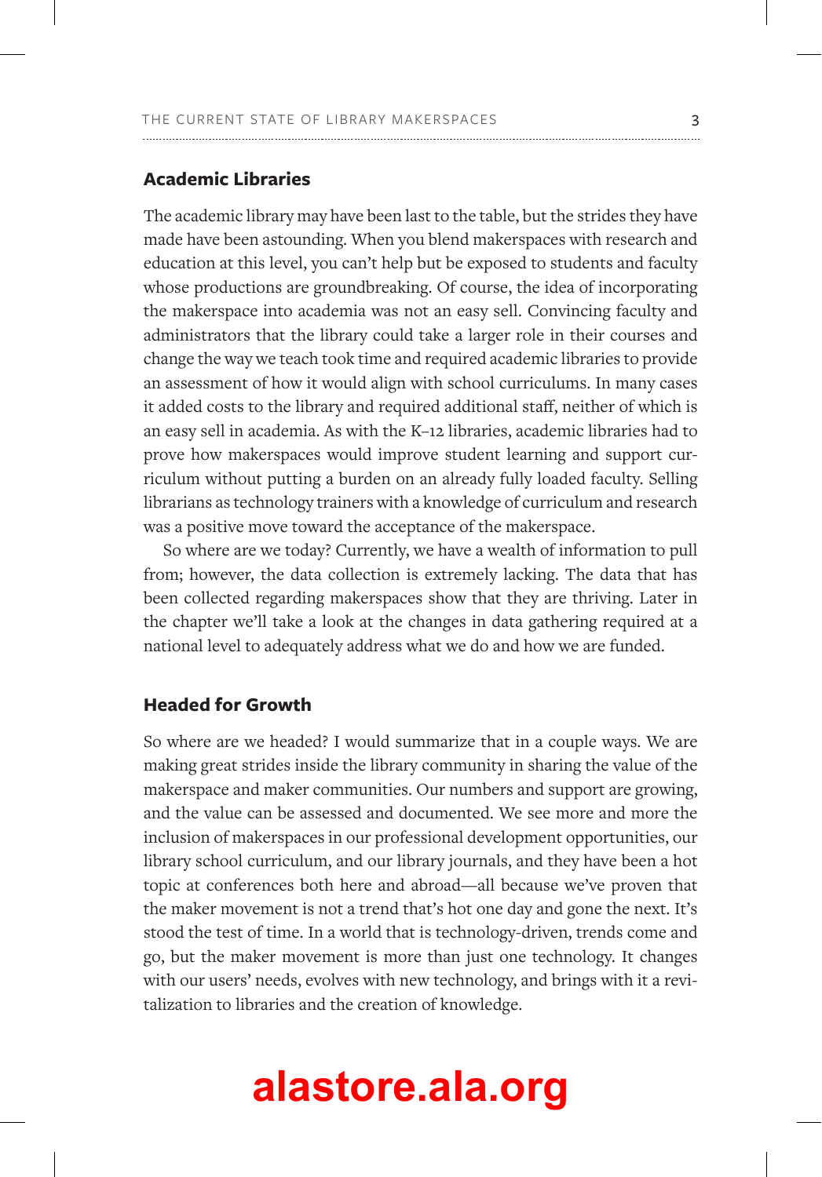## Academic Libraries

The academic library may have been last to the table, but the strides they have made have been astounding. When you blend makerspaces with research and education at this level, you can't help but be exposed to students and faculty whose productions are groundbreaking. Of course, the idea of incorporating the makerspace into academia was not an easy sell. Convincing faculty and administrators that the library could take a larger role in their courses and change the way we teach took time and required academic libraries to provide an assessment of how it would align with school curriculums. In many cases it added costs to the library and required additional staff, neither of which is an easy sell in academia. As with the K–12 libraries, academic libraries had to prove how makerspaces would improve student learning and support curriculum without putting a burden on an already fully loaded faculty. Selling librarians as technology trainers with a knowledge of curriculum and research was a positive move toward the acceptance of the makerspace.

So where are we today? Currently, we have a wealth of information to pull from; however, the data collection is extremely lacking. The data that has been collected regarding makerspaces show that they are thriving. Later in the chapter we'll take a look at the changes in data gathering required at a national level to adequately address what we do and how we are funded.

## Headed for Growth

So where are we headed? I would summarize that in a couple ways. We are making great strides inside the library community in sharing the value of the makerspace and maker communities. Our numbers and support are growing, and the value can be assessed and documented. We see more and more the inclusion of makerspaces in our professional development opportunities, our library school curriculum, and our library journals, and they have been a hot topic at conferences both here and abroad—all because we've proven that the maker movement is not a trend that's hot one day and gone the next. It's stood the test of time. In a world that is technology-driven, trends come and go, but the maker movement is more than just one technology. It changes with our users' needs, evolves with new technology, and brings with it a revitalization to libraries and the creation of knowledge.

alastore.ala.org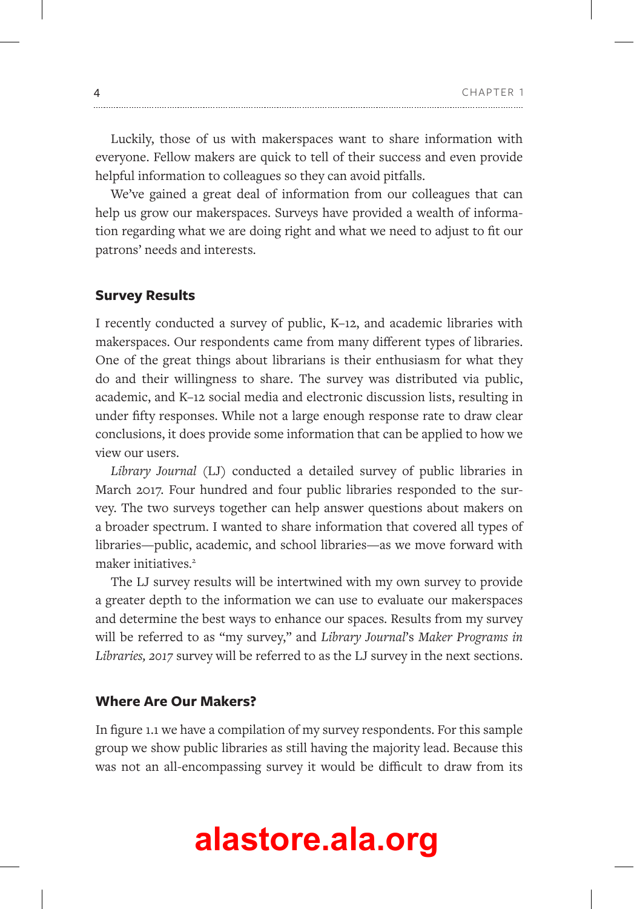Luckily, those of us with makerspaces want to share information with everyone. Fellow makers are quick to tell of their success and even provide helpful information to colleagues so they can avoid pitfalls.

We've gained a great deal of information from our colleagues that can help us grow our makerspaces. Surveys have provided a wealth of information regarding what we are doing right and what we need to adjust to fit our patrons' needs and interests.

## Survey Results

I recently conducted a survey of public, K–12, and academic libraries with makerspaces. Our respondents came from many different types of libraries. One of the great things about librarians is their enthusiasm for what they do and their willingness to share. The survey was distributed via public, academic, and K–12 social media and electronic discussion lists, resulting in under fifty responses. While not a large enough response rate to draw clear conclusions, it does provide some information that can be applied to how we view our users.

*Library Journal* (LJ) conducted a detailed survey of public libraries in March 2017. Four hundred and four public libraries responded to the survey. The two surveys together can help answer questions about makers on a broader spectrum. I wanted to share information that covered all types of libraries—public, academic, and school libraries—as we move forward with maker initiatives.[2]

The LJ survey results will be intertwined with my own survey to provide a greater depth to the information we can use to evaluate our makerspaces and determine the best ways to enhance our spaces. Results from my survey will be referred to as "my survey," and *Library Journal*'s *Maker Programs in Libraries, 2017* survey will be referred to as the LJ survey in the next sections.

## Where Are Our Makers?

In figure 1.1 we have a compilation of my survey respondents. For this sample group we show public libraries as still having the majority lead. Because this was not an all-encompassing survey it would be difficult to draw from its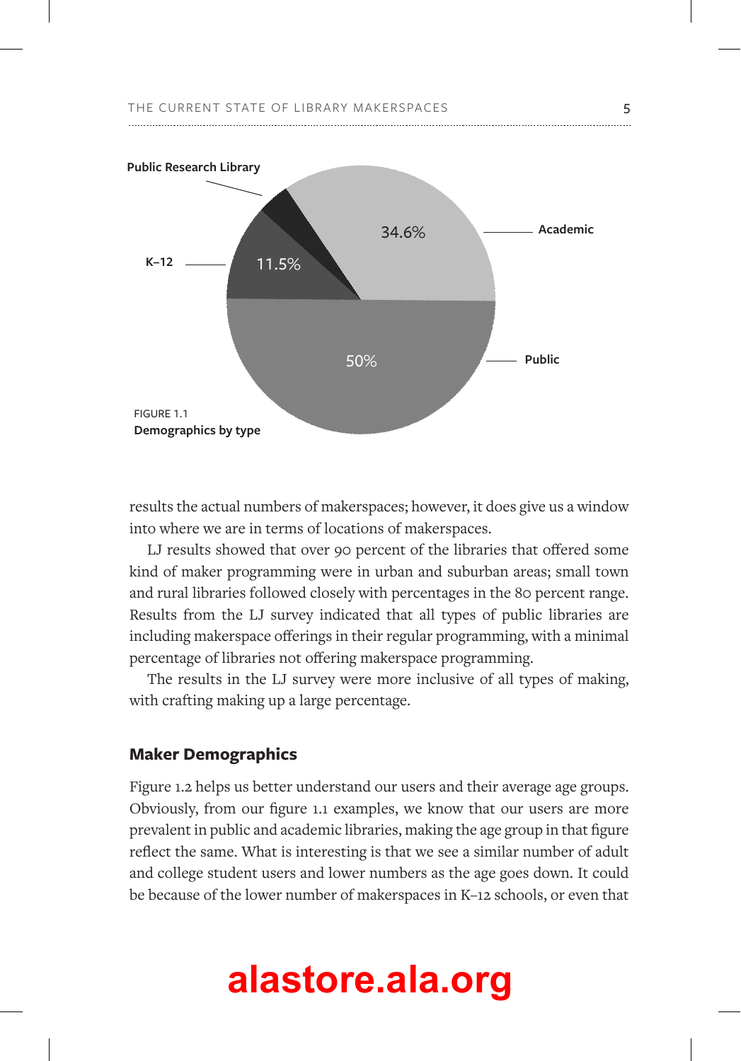FIGURE 1.1
**Demographics by type**

results the actual numbers of makerspaces; however, it does give us a window into where we are in terms of locations of makerspaces.

LJ results showed that over 90 percent of the libraries that offered some kind of maker programming were in urban and suburban areas; small town and rural libraries followed closely with percentages in the 80 percent range. Results from the LJ survey indicated that all types of public libraries are including makerspace offerings in their regular programming, with a minimal percentage of libraries not offering makerspace programming.

The results in the LJ survey were more inclusive of all types of making, with crafting making up a large percentage.

### Maker Demographics

Figure 1.2 helps us better understand our users and their average age groups. Obviously, from our figure 1.1 examples, we know that our users are more prevalent in public and academic libraries, making the age group in that figure reflect the same. What is interesting is that we see a similar number of adult and college student users and lower numbers as the age goes down. It could be because of the lower number of makerspaces in K–12 schools, or even that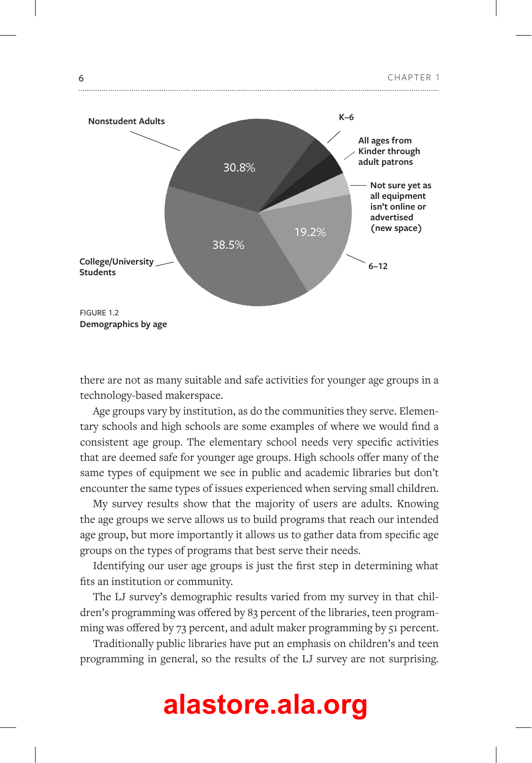FIGURE 1.2
**Demographics by age**

there are not as many suitable and safe activities for younger age groups in a technology-based makerspace.

Age groups vary by institution, as do the communities they serve. Elementary schools and high schools are some examples of where we would find a consistent age group. The elementary school needs very specific activities that are deemed safe for younger age groups. High schools offer many of the same types of equipment we see in public and academic libraries but don't encounter the same types of issues experienced when serving small children.

My survey results show that the majority of users are adults. Knowing the age groups we serve allows us to build programs that reach our intended age group, but more importantly it allows us to gather data from specific age groups on the types of programs that best serve their needs.

Identifying our user age groups is just the first step in determining what fits an institution or community.

The LJ survey's demographic results varied from my survey in that children's programming was offered by 83 percent of the libraries, teen programming was offered by 73 percent, and adult maker programming by 51 percent.

Traditionally public libraries have put an emphasis on children's and teen programming in general, so the results of the LJ survey are not surprising.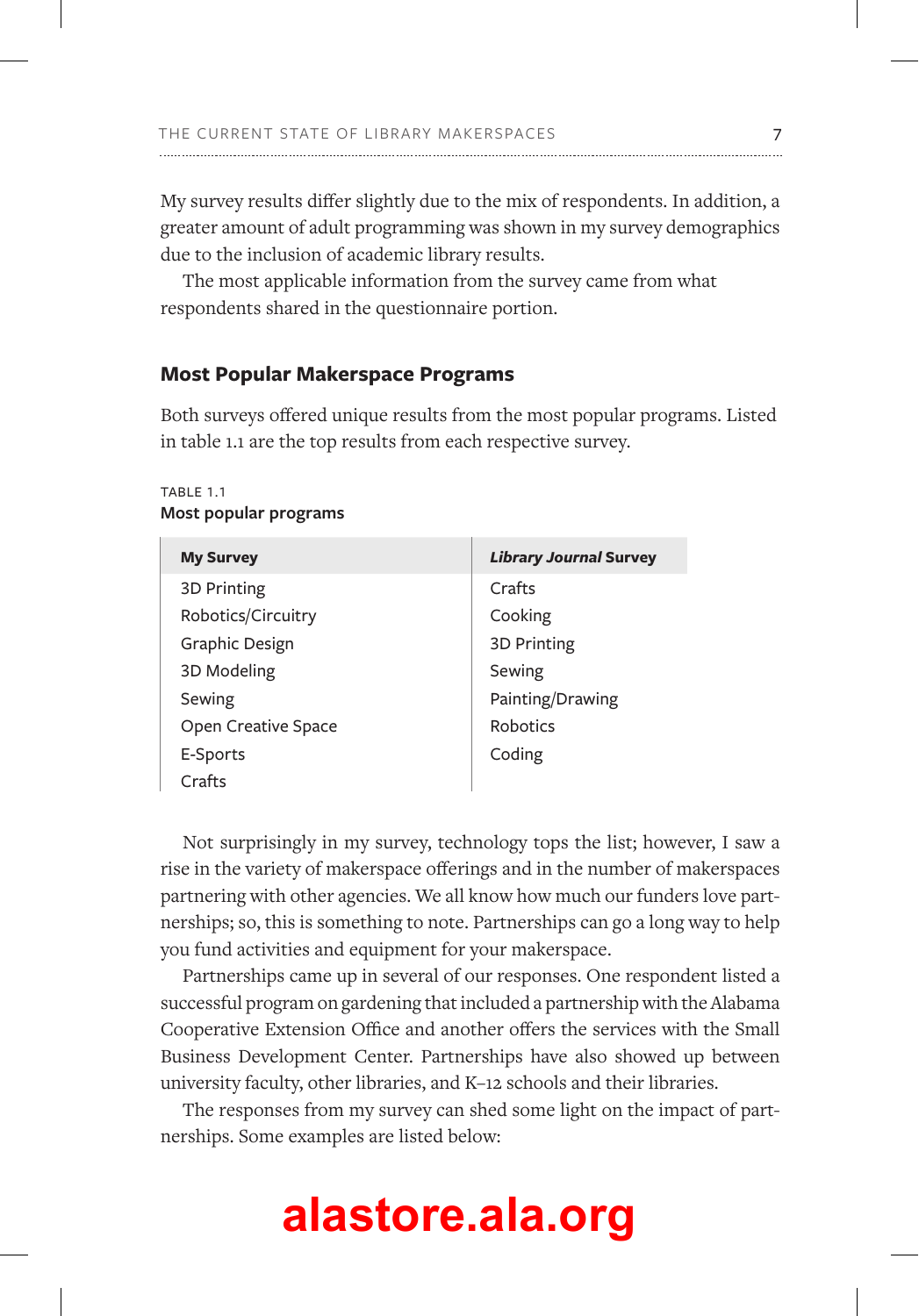My survey results differ slightly due to the mix of respondents. In addition, a greater amount of adult programming was shown in my survey demographics due to the inclusion of academic library results.

The most applicable information from the survey came from what respondents shared in the questionnaire portion.

## Most Popular Makerspace Programs

Both surveys offered unique results from the most popular programs. Listed in table 1.1 are the top results from each respective survey.

TABLE 1.1
**Most popular programs**

| My Survey | *Library Journal* Survey |
|---|---|
| 3D Printing | Crafts |
| Robotics/Circuitry | Cooking |
| Graphic Design | 3D Printing |
| 3D Modeling | Sewing |
| Sewing | Painting/Drawing |
| Open Creative Space | Robotics |
| E-Sports | Coding |
| Crafts | |

Not surprisingly in my survey, technology tops the list; however, I saw a rise in the variety of makerspace offerings and in the number of makerspaces partnering with other agencies. We all know how much our funders love partnerships; so, this is something to note. Partnerships can go a long way to help you fund activities and equipment for your makerspace.

Partnerships came up in several of our responses. One respondent listed a successful program on gardening that included a partnership with the Alabama Cooperative Extension Office and another offers the services with the Small Business Development Center. Partnerships have also showed up between university faculty, other libraries, and K–12 schools and their libraries.

The responses from my survey can shed some light on the impact of partnerships. Some examples are listed below:

alastore.ala.org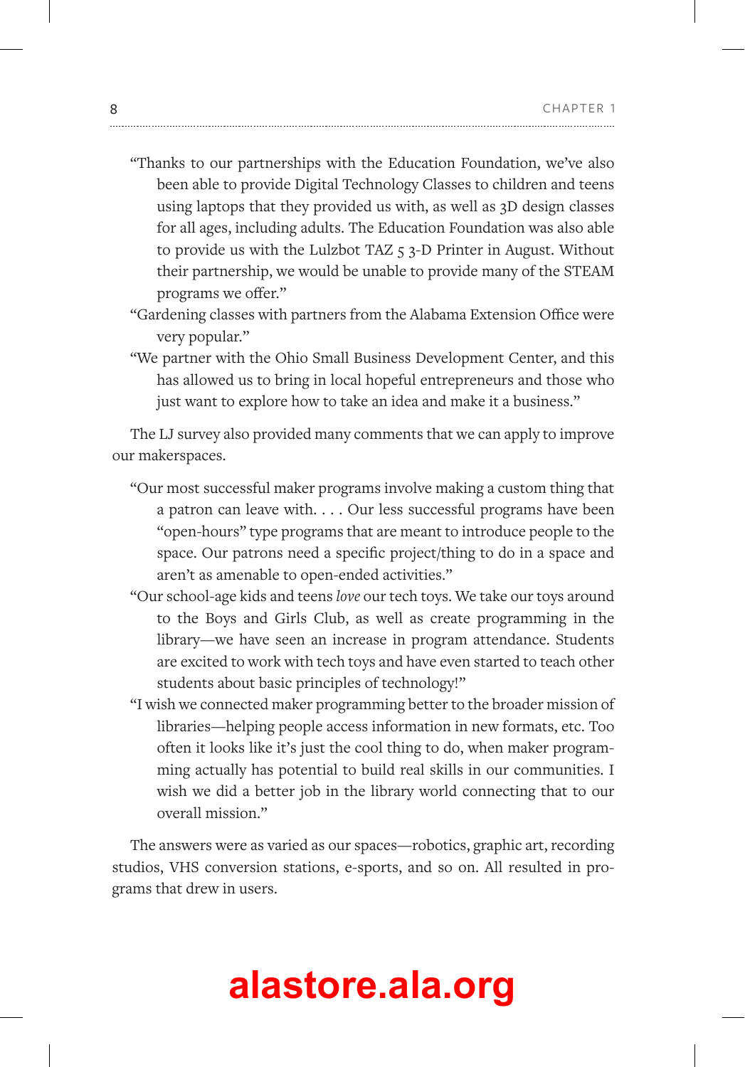"Thanks to our partnerships with the Education Foundation, we've also been able to provide Digital Technology Classes to children and teens using laptops that they provided us with, as well as 3D design classes for all ages, including adults. The Education Foundation was also able to provide us with the Lulzbot TAZ 5 3-D Printer in August. Without their partnership, we would be unable to provide many of the STEAM programs we offer."

"Gardening classes with partners from the Alabama Extension Office were very popular."

"We partner with the Ohio Small Business Development Center, and this has allowed us to bring in local hopeful entrepreneurs and those who just want to explore how to take an idea and make it a business."

The LJ survey also provided many comments that we can apply to improve our makerspaces.

"Our most successful maker programs involve making a custom thing that a patron can leave with. . . . Our less successful programs have been "open-hours" type programs that are meant to introduce people to the space. Our patrons need a specific project/thing to do in a space and aren't as amenable to open-ended activities."

"Our school-age kids and teens *love* our tech toys. We take our toys around to the Boys and Girls Club, as well as create programming in the library—we have seen an increase in program attendance. Students are excited to work with tech toys and have even started to teach other students about basic principles of technology!"

"I wish we connected maker programming better to the broader mission of libraries—helping people access information in new formats, etc. Too often it looks like it's just the cool thing to do, when maker programming actually has potential to build real skills in our communities. I wish we did a better job in the library world connecting that to our overall mission."

The answers were as varied as our spaces—robotics, graphic art, recording studios, VHS conversion stations, e-sports, and so on. All resulted in programs that drew in users.

alastore.ala.org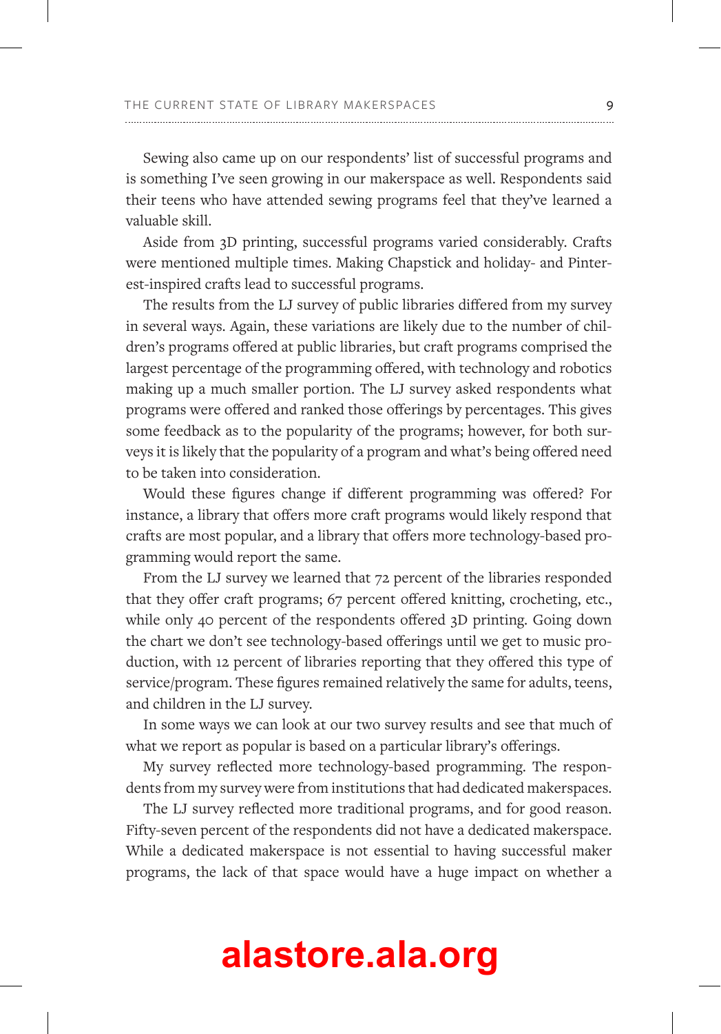Sewing also came up on our respondents' list of successful programs and is something I've seen growing in our makerspace as well. Respondents said their teens who have attended sewing programs feel that they've learned a valuable skill.

Aside from 3D printing, successful programs varied considerably. Crafts were mentioned multiple times. Making Chapstick and holiday- and Pinterest-inspired crafts lead to successful programs.

The results from the LJ survey of public libraries differed from my survey in several ways. Again, these variations are likely due to the number of children's programs offered at public libraries, but craft programs comprised the largest percentage of the programming offered, with technology and robotics making up a much smaller portion. The LJ survey asked respondents what programs were offered and ranked those offerings by percentages. This gives some feedback as to the popularity of the programs; however, for both surveys it is likely that the popularity of a program and what's being offered need to be taken into consideration.

Would these figures change if different programming was offered? For instance, a library that offers more craft programs would likely respond that crafts are most popular, and a library that offers more technology-based programming would report the same.

From the LJ survey we learned that 72 percent of the libraries responded that they offer craft programs; 67 percent offered knitting, crocheting, etc., while only 40 percent of the respondents offered 3D printing. Going down the chart we don't see technology-based offerings until we get to music production, with 12 percent of libraries reporting that they offered this type of service/program. These figures remained relatively the same for adults, teens, and children in the LJ survey.

In some ways we can look at our two survey results and see that much of what we report as popular is based on a particular library's offerings.

My survey reflected more technology-based programming. The respondents from my survey were from institutions that had dedicated makerspaces.

The LJ survey reflected more traditional programs, and for good reason. Fifty-seven percent of the respondents did not have a dedicated makerspace. While a dedicated makerspace is not essential to having successful maker programs, the lack of that space would have a huge impact on whether a

**alastore.ala.org**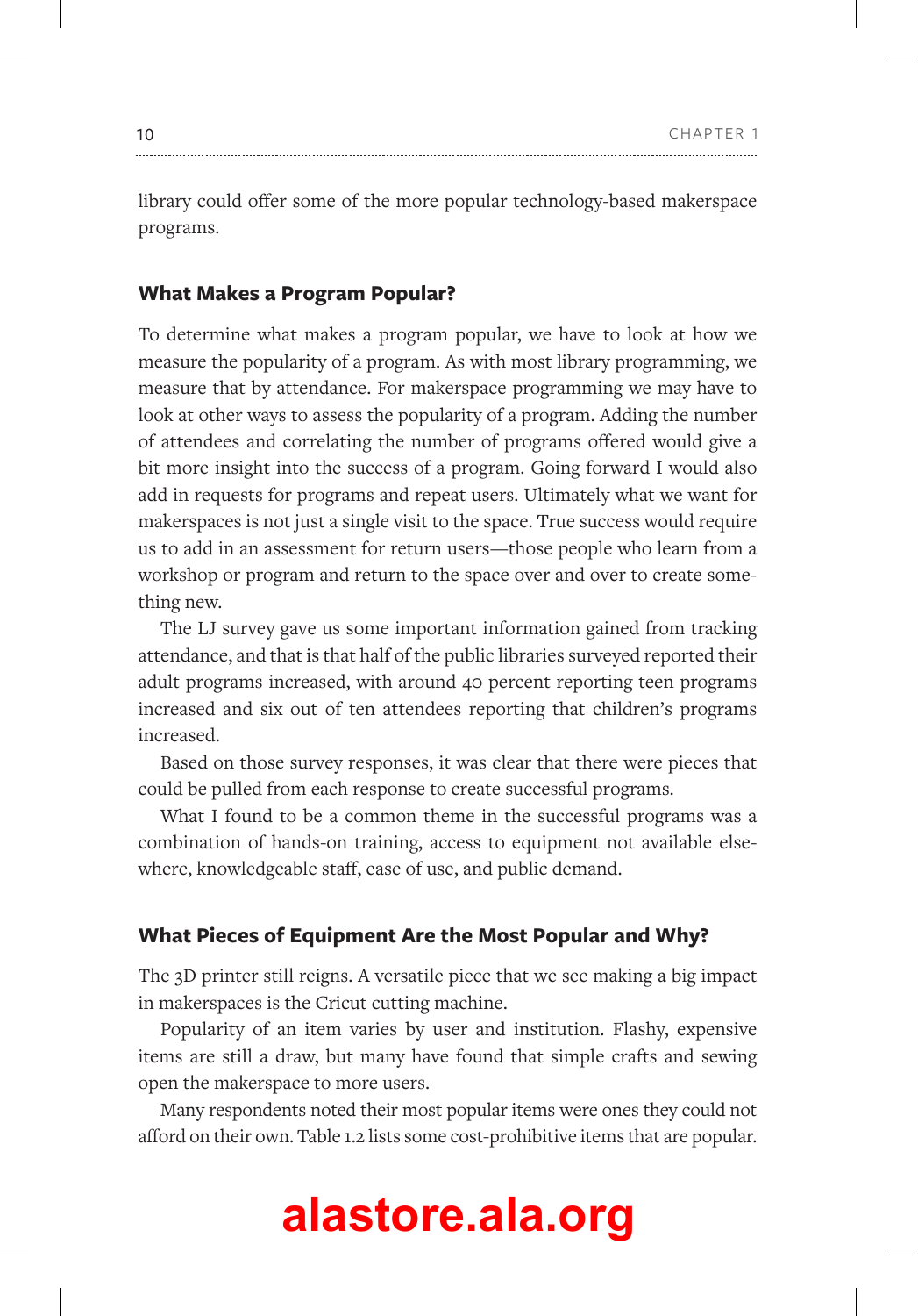library could offer some of the more popular technology-based makerspace programs.

### What Makes a Program Popular?

To determine what makes a program popular, we have to look at how we measure the popularity of a program. As with most library programming, we measure that by attendance. For makerspace programming we may have to look at other ways to assess the popularity of a program. Adding the number of attendees and correlating the number of programs offered would give a bit more insight into the success of a program. Going forward I would also add in requests for programs and repeat users. Ultimately what we want for makerspaces is not just a single visit to the space. True success would require us to add in an assessment for return users—those people who learn from a workshop or program and return to the space over and over to create something new.

The LJ survey gave us some important information gained from tracking attendance, and that is that half of the public libraries surveyed reported their adult programs increased, with around 40 percent reporting teen programs increased and six out of ten attendees reporting that children's programs increased.

Based on those survey responses, it was clear that there were pieces that could be pulled from each response to create successful programs.

What I found to be a common theme in the successful programs was a combination of hands-on training, access to equipment not available elsewhere, knowledgeable staff, ease of use, and public demand.

### What Pieces of Equipment Are the Most Popular and Why?

The 3D printer still reigns. A versatile piece that we see making a big impact in makerspaces is the Cricut cutting machine.

Popularity of an item varies by user and institution. Flashy, expensive items are still a draw, but many have found that simple crafts and sewing open the makerspace to more users.

Many respondents noted their most popular items were ones they could not afford on their own. Table 1.2 lists some cost-prohibitive items that are popular.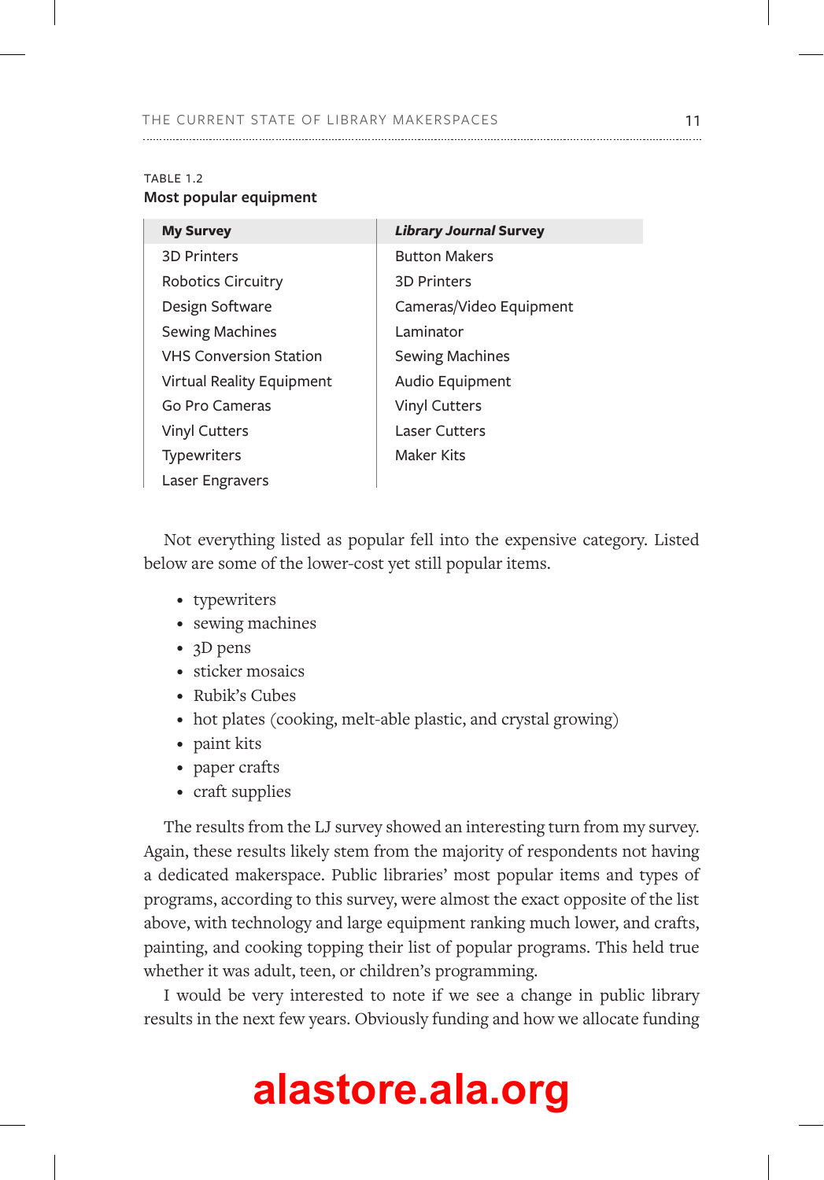TABLE 1.2

**Most popular equipment**

| My Survey | *Library Journal* Survey |
|---|---|
| 3D Printers | Button Makers |
| Robotics Circuitry | 3D Printers |
| Design Software | Cameras/Video Equipment |
| Sewing Machines | Laminator |
| VHS Conversion Station | Sewing Machines |
| Virtual Reality Equipment | Audio Equipment |
| Go Pro Cameras | Vinyl Cutters |
| Vinyl Cutters | Laser Cutters |
| Typewriters | Maker Kits |
| Laser Engravers | |

Not everything listed as popular fell into the expensive category. Listed below are some of the lower-cost yet still popular items.

- typewriters
- sewing machines
- 3D pens
- sticker mosaics
- Rubik's Cubes
- hot plates (cooking, melt-able plastic, and crystal growing)
- paint kits
- paper crafts
- craft supplies

The results from the LJ survey showed an interesting turn from my survey. Again, these results likely stem from the majority of respondents not having a dedicated makerspace. Public libraries' most popular items and types of programs, according to this survey, were almost the exact opposite of the list above, with technology and large equipment ranking much lower, and crafts, painting, and cooking topping their list of popular programs. This held true whether it was adult, teen, or children's programming.

I would be very interested to note if we see a change in public library results in the next few years. Obviously funding and how we allocate funding

alastore.ala.org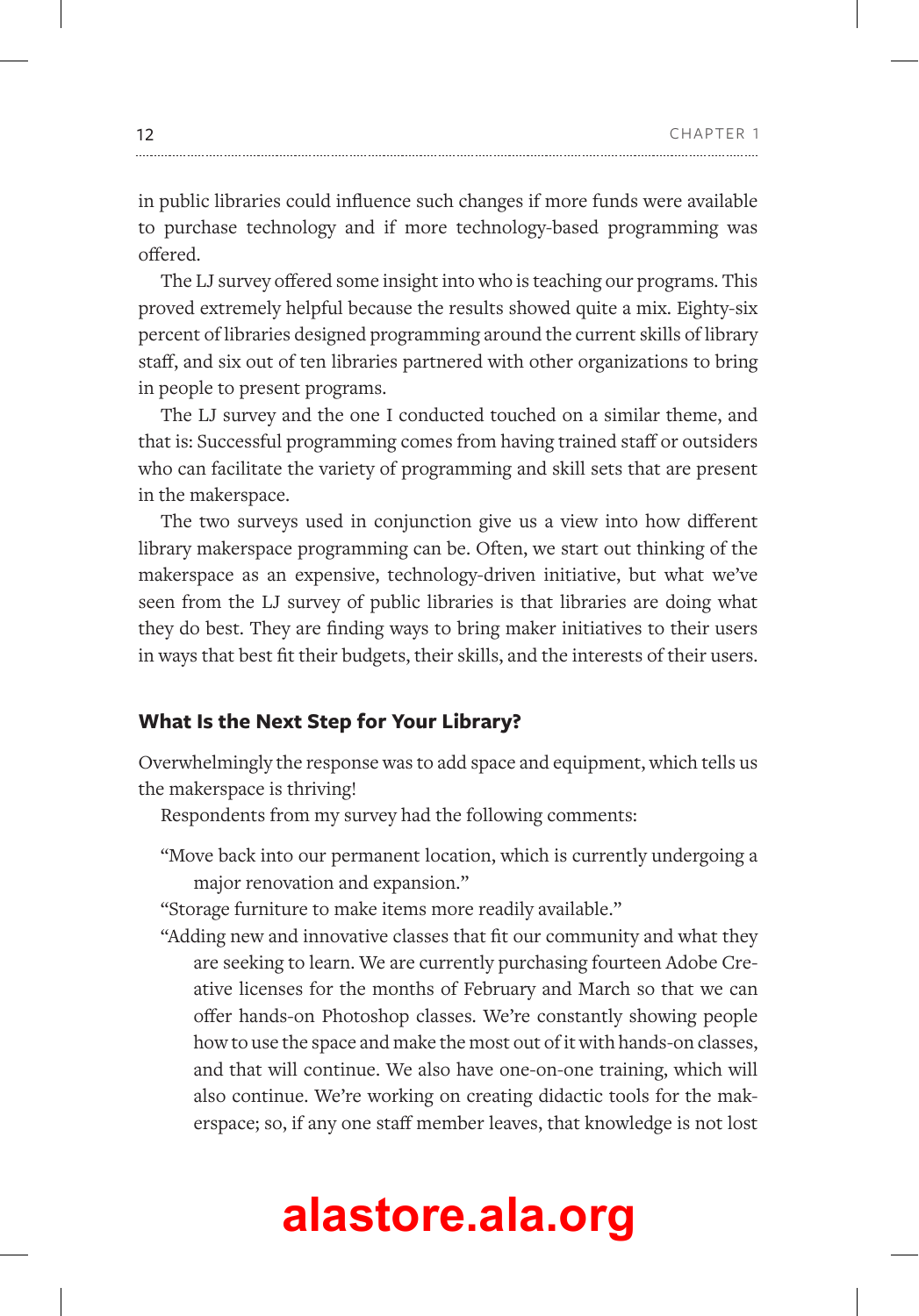in public libraries could influence such changes if more funds were available to purchase technology and if more technology-based programming was offered.

The LJ survey offered some insight into who is teaching our programs. This proved extremely helpful because the results showed quite a mix. Eighty-six percent of libraries designed programming around the current skills of library staff, and six out of ten libraries partnered with other organizations to bring in people to present programs.

The LJ survey and the one I conducted touched on a similar theme, and that is: Successful programming comes from having trained staff or outsiders who can facilitate the variety of programming and skill sets that are present in the makerspace.

The two surveys used in conjunction give us a view into how different library makerspace programming can be. Often, we start out thinking of the makerspace as an expensive, technology-driven initiative, but what we've seen from the LJ survey of public libraries is that libraries are doing what they do best. They are finding ways to bring maker initiatives to their users in ways that best fit their budgets, their skills, and the interests of their users.

### What Is the Next Step for Your Library?

Overwhelmingly the response was to add space and equipment, which tells us the makerspace is thriving!

Respondents from my survey had the following comments:

"Move back into our permanent location, which is currently undergoing a major renovation and expansion."

"Storage furniture to make items more readily available."

"Adding new and innovative classes that fit our community and what they are seeking to learn. We are currently purchasing fourteen Adobe Creative licenses for the months of February and March so that we can offer hands-on Photoshop classes. We're constantly showing people how to use the space and make the most out of it with hands-on classes, and that will continue. We also have one-on-one training, which will also continue. We're working on creating didactic tools for the makerspace; so, if any one staff member leaves, that knowledge is not lost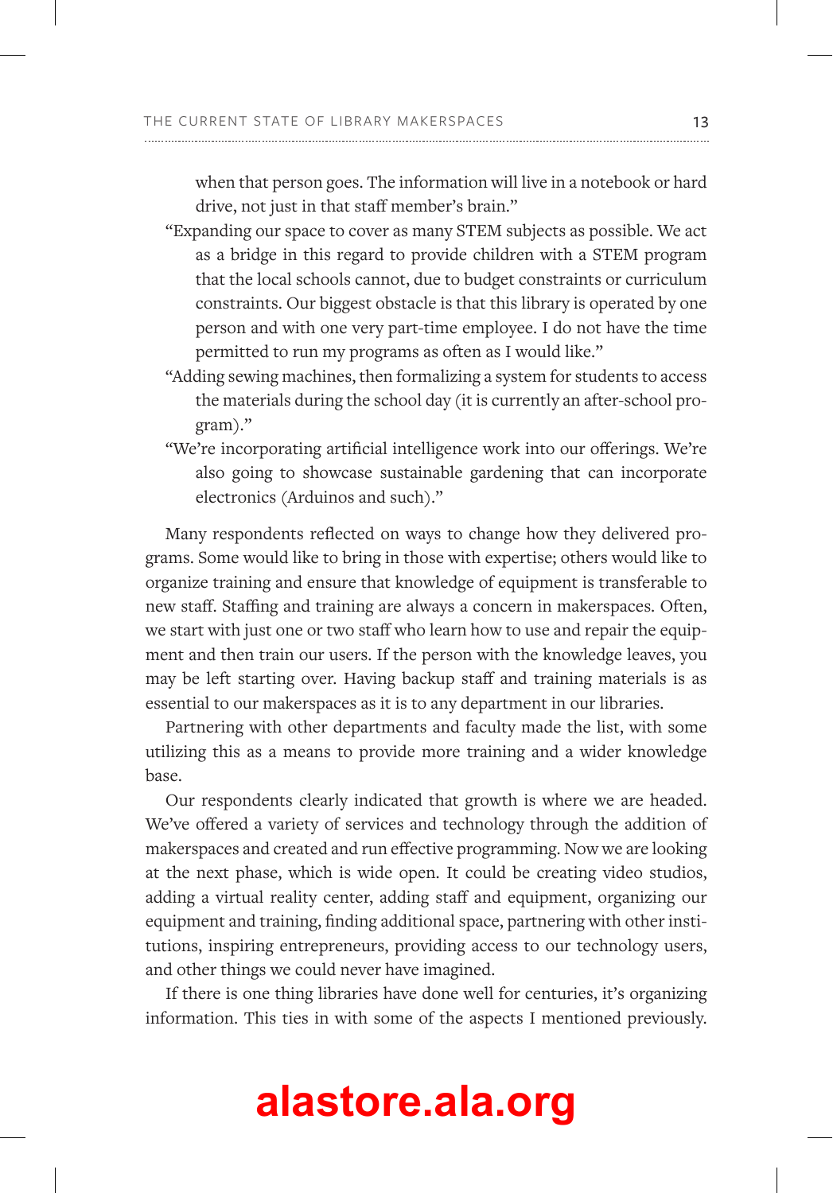when that person goes. The information will live in a notebook or hard drive, not just in that staff member's brain."

"Expanding our space to cover as many STEM subjects as possible. We act as a bridge in this regard to provide children with a STEM program that the local schools cannot, due to budget constraints or curriculum constraints. Our biggest obstacle is that this library is operated by one person and with one very part-time employee. I do not have the time permitted to run my programs as often as I would like."

"Adding sewing machines, then formalizing a system for students to access the materials during the school day (it is currently an after-school program)."

"We're incorporating artificial intelligence work into our offerings. We're also going to showcase sustainable gardening that can incorporate electronics (Arduinos and such)."

Many respondents reflected on ways to change how they delivered programs. Some would like to bring in those with expertise; others would like to organize training and ensure that knowledge of equipment is transferable to new staff. Staffing and training are always a concern in makerspaces. Often, we start with just one or two staff who learn how to use and repair the equipment and then train our users. If the person with the knowledge leaves, you may be left starting over. Having backup staff and training materials is as essential to our makerspaces as it is to any department in our libraries.

Partnering with other departments and faculty made the list, with some utilizing this as a means to provide more training and a wider knowledge base.

Our respondents clearly indicated that growth is where we are headed. We've offered a variety of services and technology through the addition of makerspaces and created and run effective programming. Now we are looking at the next phase, which is wide open. It could be creating video studios, adding a virtual reality center, adding staff and equipment, organizing our equipment and training, finding additional space, partnering with other institutions, inspiring entrepreneurs, providing access to our technology users, and other things we could never have imagined.

If there is one thing libraries have done well for centuries, it's organizing information. This ties in with some of the aspects I mentioned previously.

alastore.ala.org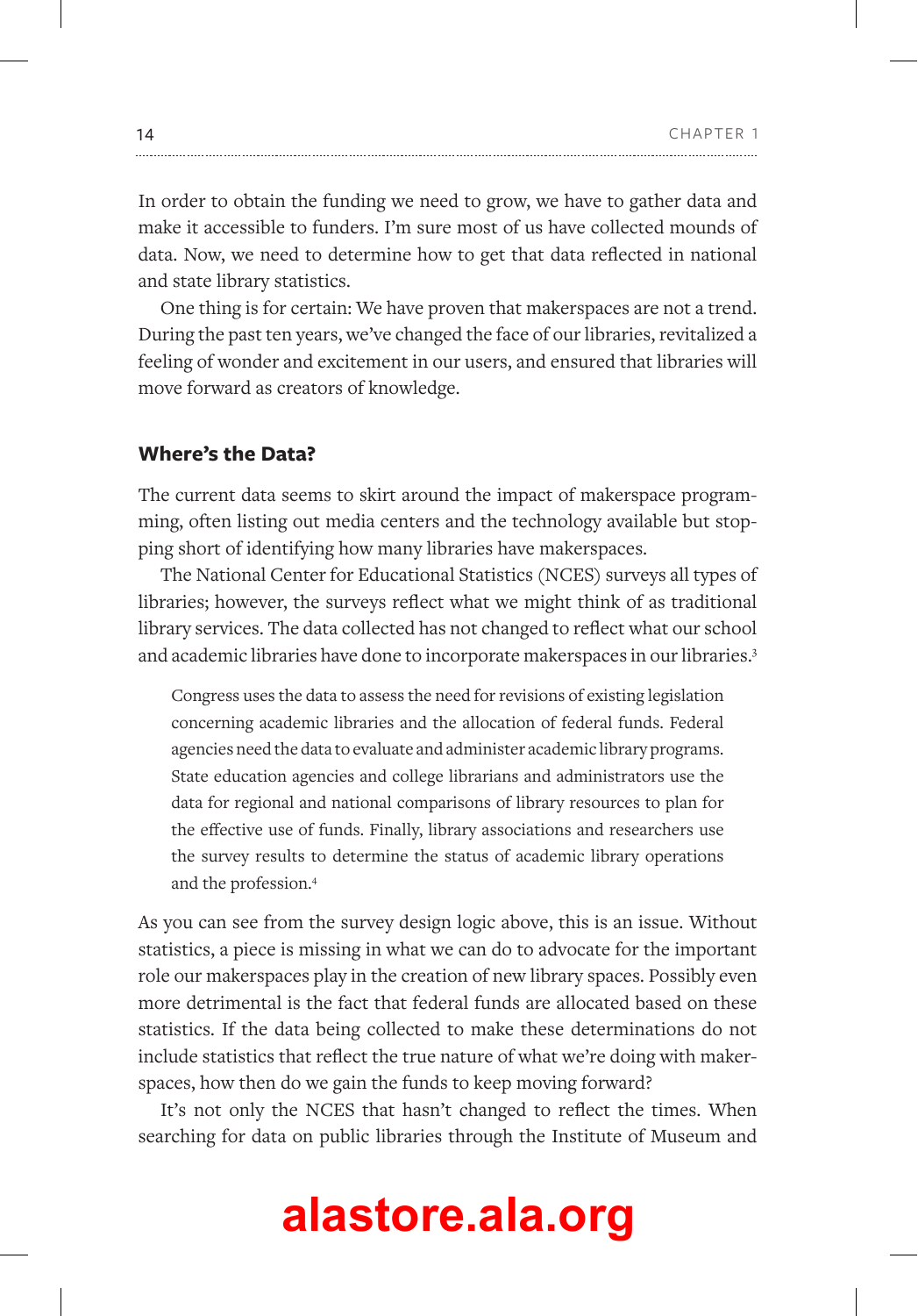In order to obtain the funding we need to grow, we have to gather data and make it accessible to funders. I'm sure most of us have collected mounds of data. Now, we need to determine how to get that data reflected in national and state library statistics.

One thing is for certain: We have proven that makerspaces are not a trend. During the past ten years, we've changed the face of our libraries, revitalized a feeling of wonder and excitement in our users, and ensured that libraries will move forward as creators of knowledge.

## Where's the Data?

The current data seems to skirt around the impact of makerspace programming, often listing out media centers and the technology available but stopping short of identifying how many libraries have makerspaces.

The National Center for Educational Statistics (NCES) surveys all types of libraries; however, the surveys reflect what we might think of as traditional library services. The data collected has not changed to reflect what our school and academic libraries have done to incorporate makerspaces in our libraries.[3]

> Congress uses the data to assess the need for revisions of existing legislation concerning academic libraries and the allocation of federal funds. Federal agencies need the data to evaluate and administer academic library programs. State education agencies and college librarians and administrators use the data for regional and national comparisons of library resources to plan for the effective use of funds. Finally, library associations and researchers use the survey results to determine the status of academic library operations and the profession.[4]

As you can see from the survey design logic above, this is an issue. Without statistics, a piece is missing in what we can do to advocate for the important role our makerspaces play in the creation of new library spaces. Possibly even more detrimental is the fact that federal funds are allocated based on these statistics. If the data being collected to make these determinations do not include statistics that reflect the true nature of what we're doing with makerspaces, how then do we gain the funds to keep moving forward?

It's not only the NCES that hasn't changed to reflect the times. When searching for data on public libraries through the Institute of Museum and

alastore.ala.org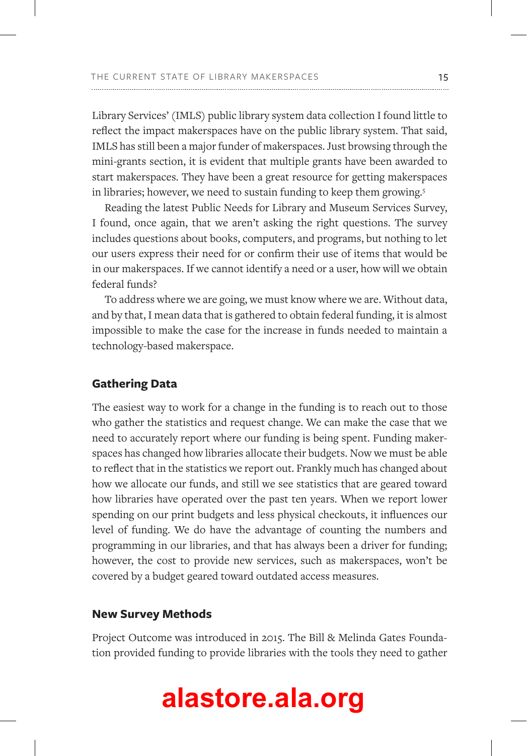Library Services' (IMLS) public library system data collection I found little to reflect the impact makerspaces have on the public library system. That said, IMLS has still been a major funder of makerspaces. Just browsing through the mini-grants section, it is evident that multiple grants have been awarded to start makerspaces. They have been a great resource for getting makerspaces in libraries; however, we need to sustain funding to keep them growing.[5]

Reading the latest Public Needs for Library and Museum Services Survey, I found, once again, that we aren't asking the right questions. The survey includes questions about books, computers, and programs, but nothing to let our users express their need for or confirm their use of items that would be in our makerspaces. If we cannot identify a need or a user, how will we obtain federal funds?

To address where we are going, we must know where we are. Without data, and by that, I mean data that is gathered to obtain federal funding, it is almost impossible to make the case for the increase in funds needed to maintain a technology-based makerspace.

## Gathering Data

The easiest way to work for a change in the funding is to reach out to those who gather the statistics and request change. We can make the case that we need to accurately report where our funding is being spent. Funding makerspaces has changed how libraries allocate their budgets. Now we must be able to reflect that in the statistics we report out. Frankly much has changed about how we allocate our funds, and still we see statistics that are geared toward how libraries have operated over the past ten years. When we report lower spending on our print budgets and less physical checkouts, it influences our level of funding. We do have the advantage of counting the numbers and programming in our libraries, and that has always been a driver for funding; however, the cost to provide new services, such as makerspaces, won't be covered by a budget geared toward outdated access measures.

## New Survey Methods

Project Outcome was introduced in 2015. The Bill & Melinda Gates Foundation provided funding to provide libraries with the tools they need to gather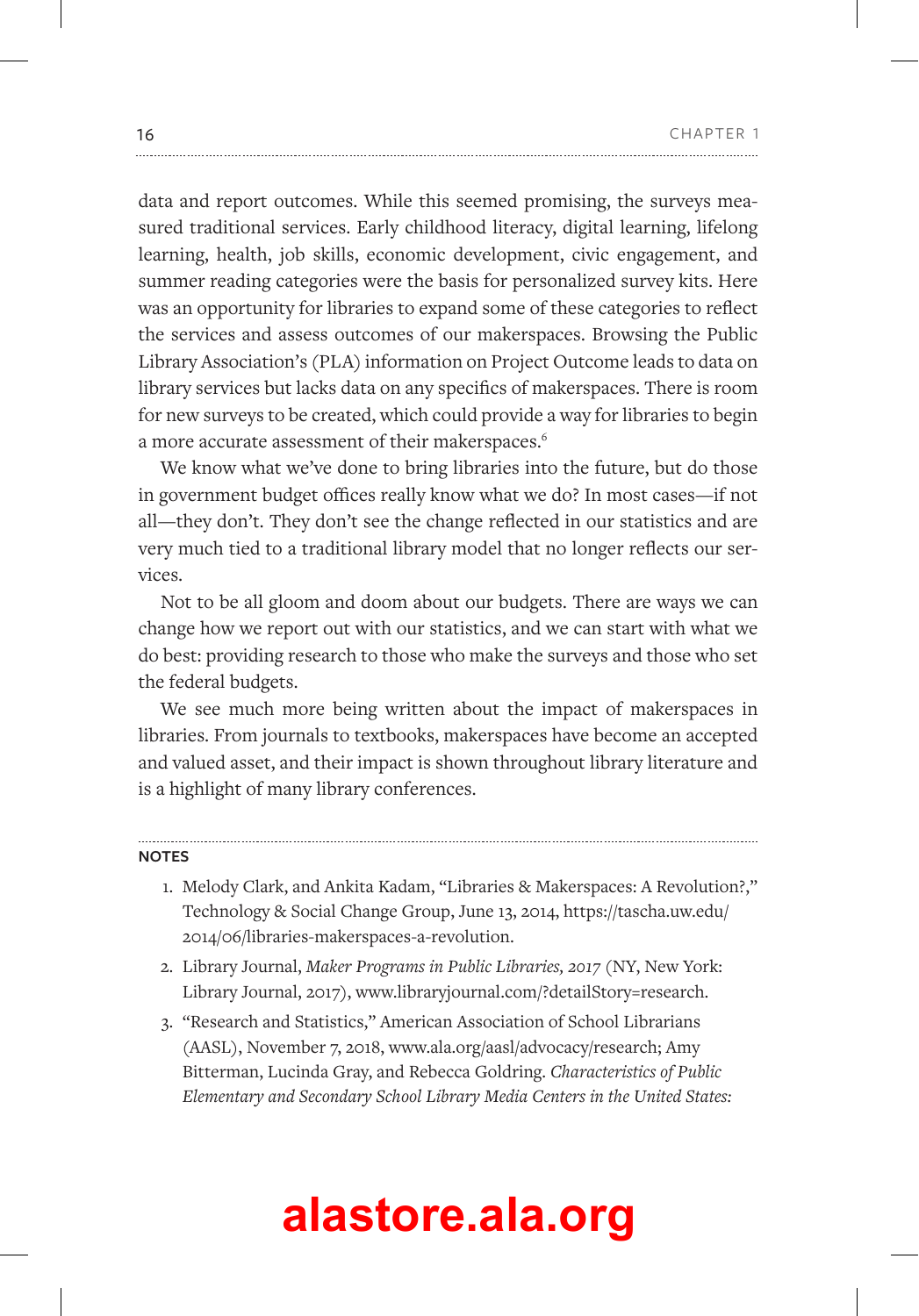data and report outcomes. While this seemed promising, the surveys measured traditional services. Early childhood literacy, digital learning, lifelong learning, health, job skills, economic development, civic engagement, and summer reading categories were the basis for personalized survey kits. Here was an opportunity for libraries to expand some of these categories to reflect the services and assess outcomes of our makerspaces. Browsing the Public Library Association's (PLA) information on Project Outcome leads to data on library services but lacks data on any specifics of makerspaces. There is room for new surveys to be created, which could provide a way for libraries to begin a more accurate assessment of their makerspaces.[6]

We know what we've done to bring libraries into the future, but do those in government budget offices really know what we do? In most cases—if not all—they don't. They don't see the change reflected in our statistics and are very much tied to a traditional library model that no longer reflects our services.

Not to be all gloom and doom about our budgets. There are ways we can change how we report out with our statistics, and we can start with what we do best: providing research to those who make the surveys and those who set the federal budgets.

We see much more being written about the impact of makerspaces in libraries. From journals to textbooks, makerspaces have become an accepted and valued asset, and their impact is shown throughout library literature and is a highlight of many library conferences.

---

**NOTES**

1. Melody Clark, and Ankita Kadam, "Libraries & Makerspaces: A Revolution?," Technology & Social Change Group, June 13, 2014, https://tascha.uw.edu/2014/06/libraries-makerspaces-a-revolution.
2. Library Journal, *Maker Programs in Public Libraries, 2017* (NY, New York: Library Journal, 2017), www.libraryjournal.com/?detailStory=research.
3. "Research and Statistics," American Association of School Librarians (AASL), November 7, 2018, www.ala.org/aasl/advocacy/research; Amy Bitterman, Lucinda Gray, and Rebecca Goldring. *Characteristics of Public Elementary and Secondary School Library Media Centers in the United States:*

alastore.ala.org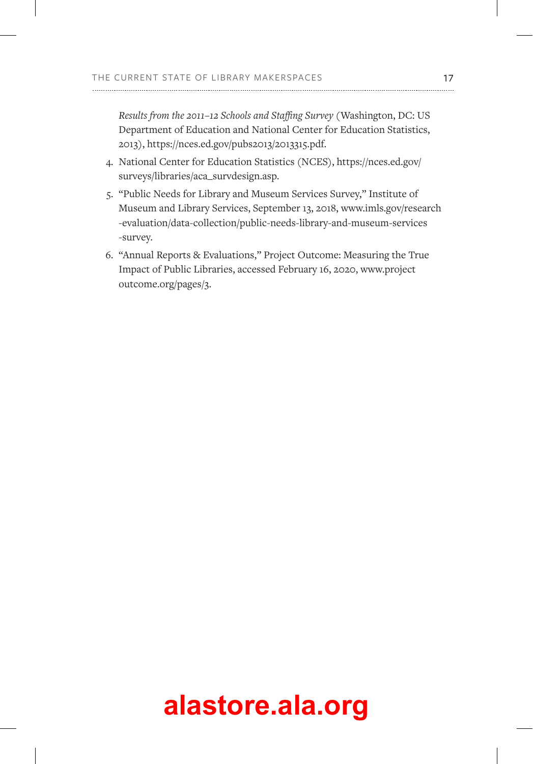*Results from the 2011–12 Schools and Staffing Survey* (Washington, DC: US Department of Education and National Center for Education Statistics, 2013), https://nces.ed.gov/pubs2013/2013315.pdf.

4. National Center for Education Statistics (NCES), https://nces.ed.gov/surveys/libraries/aca_survdesign.asp.
5. "Public Needs for Library and Museum Services Survey," Institute of Museum and Library Services, September 13, 2018, www.imls.gov/research-evaluation/data-collection/public-needs-library-and-museum-services-survey.
6. "Annual Reports & Evaluations," Project Outcome: Measuring the True Impact of Public Libraries, accessed February 16, 2020, www.projectoutcome.org/pages/3.

alastore.ala.org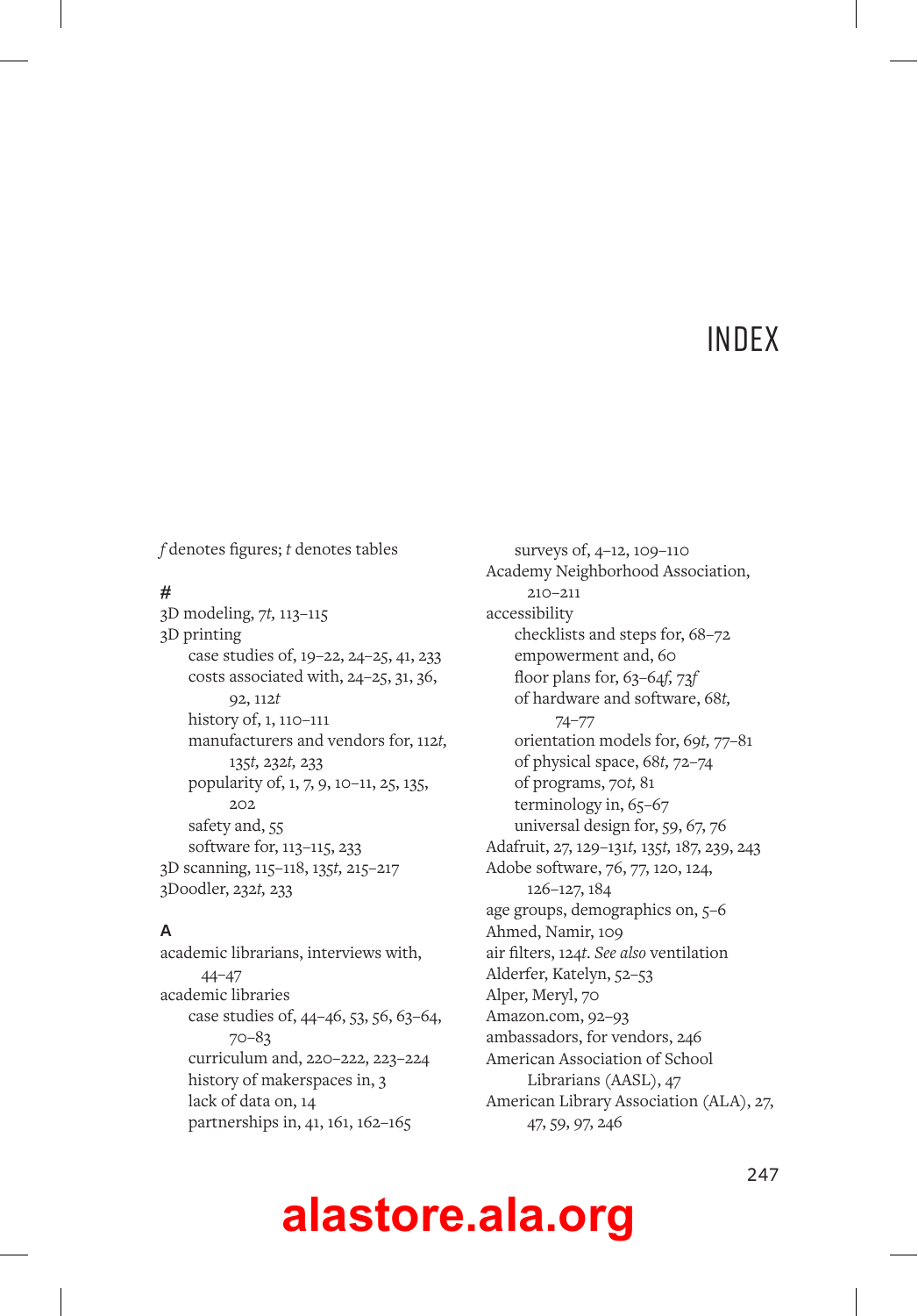# INDEX

*f* denotes figures; *t* denotes tables

## #

3D modeling, 7*t,* 113–115
3D printing
- case studies of, 19–22, 24–25, 41, 233
- costs associated with, 24–25, 31, 36, 92, 112*t*
- history of, 1, 110–111
- manufacturers and vendors for, 112*t,* 135*t,* 232*t,* 233
- popularity of, 1, 7, 9, 10–11, 25, 135, 202
- safety and, 55
- software for, 113–115, 233

3D scanning, 115–118, 135*t,* 215–217
3Doodler, 232*t,* 233

## A

academic librarians, interviews with, 44–47
academic libraries
- case studies of, 44–46, 53, 56, 63–64, 70–83
- curriculum and, 220–222, 223–224
- history of makerspaces in, 3
- lack of data on, 14
- partnerships in, 41, 161, 162–165
- surveys of, 4–12, 109–110

Academy Neighborhood Association, 210–211
accessibility
- checklists and steps for, 68–72
- empowerment and, 60
- floor plans for, 63–64*f,* 73*f*
- of hardware and software, 68*t,* 74–77
- orientation models for, 69*t,* 77–81
- of physical space, 68*t,* 72–74
- of programs, 70*t,* 81
- terminology in, 65–67
- universal design for, 59, 67, 76

Adafruit, 27, 129–131*t,* 135*t,* 187, 239, 243
Adobe software, 76, 77, 120, 124, 126–127, 184
age groups, demographics on, 5–6
Ahmed, Namir, 109
air filters, 124*t*. *See also* ventilation
Alderfer, Katelyn, 52–53
Alper, Meryl, 70
Amazon.com, 92–93
ambassadors, for vendors, 246
American Association of School Librarians (AASL), 47
American Library Association (ALA), 27, 47, 59, 97, 246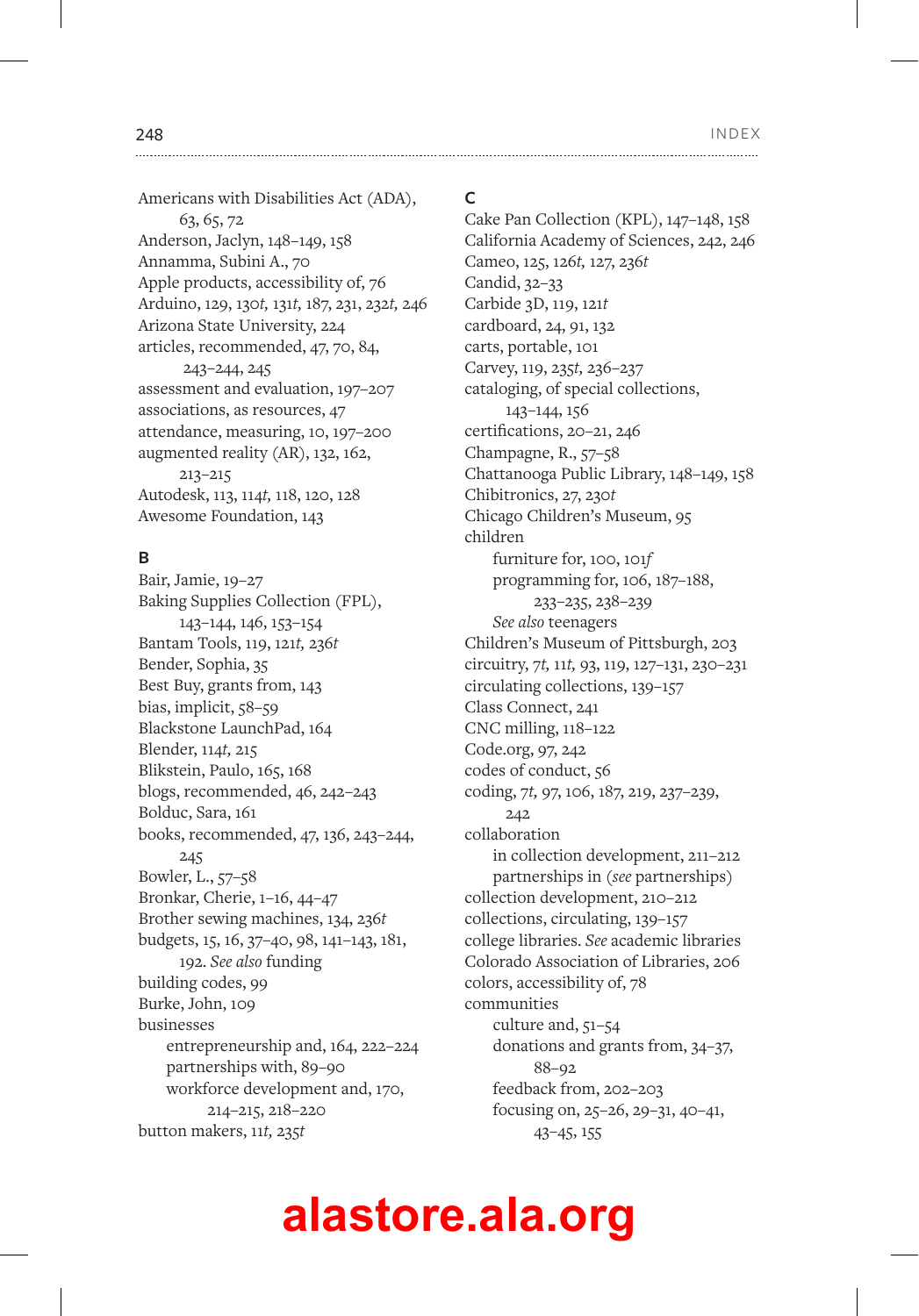Americans with Disabilities Act (ADA), 63, 65, 72
Anderson, Jaclyn, 148–149, 158
Annamma, Subini A., 70
Apple products, accessibility of, 76
Arduino, 129, 130*t*, 131*t*, 187, 231, 232*t*, 246
Arizona State University, 224
articles, recommended, 47, 70, 84, 243–244, 245
assessment and evaluation, 197–207
associations, as resources, 47
attendance, measuring, 10, 197–200
augmented reality (AR), 132, 162, 213–215
Autodesk, 113, 114*t*, 118, 120, 128
Awesome Foundation, 143

## B

Bair, Jamie, 19–27
Baking Supplies Collection (FPL), 143–144, 146, 153–154
Bantam Tools, 119, 121*t*, 236*t*
Bender, Sophia, 35
Best Buy, grants from, 143
bias, implicit, 58–59
Blackstone LaunchPad, 164
Blender, 114*t*, 215
Blikstein, Paulo, 165, 168
blogs, recommended, 46, 242–243
Bolduc, Sara, 161
books, recommended, 47, 136, 243–244, 245
Bowler, L., 57–58
Bronkar, Cherie, 1–16, 44–47
Brother sewing machines, 134, 236*t*
budgets, 15, 16, 37–40, 98, 141–143, 181, 192. *See also* funding
building codes, 99
Burke, John, 109
businesses
- entrepreneurship and, 164, 222–224
- partnerships with, 89–90
- workforce development and, 170, 214–215, 218–220

button makers, 11*t*, 235*t*

## C

Cake Pan Collection (KPL), 147–148, 158
California Academy of Sciences, 242, 246
Cameo, 125, 126*t*, 127, 236*t*
Candid, 32–33
Carbide 3D, 119, 121*t*
cardboard, 24, 91, 132
carts, portable, 101
Carvey, 119, 235*t*, 236–237
cataloging, of special collections, 143–144, 156
certifications, 20–21, 246
Champagne, R., 57–58
Chattanooga Public Library, 148–149, 158
Chibitronics, 27, 230*t*
Chicago Children's Museum, 95
children
- furniture for, 100, 101*f*
- programming for, 106, 187–188, 233–235, 238–239
- *See also* teenagers

Children's Museum of Pittsburgh, 203
circuitry, 7*t*, 11*t*, 93, 119, 127–131, 230–231
circulating collections, 139–157
Class Connect, 241
CNC milling, 118–122
Code.org, 97, 242
codes of conduct, 56
coding, 7*t*, 97, 106, 187, 219, 237–239, 242
collaboration
- in collection development, 211–212
- partnerships in (*see* partnerships)

collection development, 210–212
collections, circulating, 139–157
college libraries. *See* academic libraries
Colorado Association of Libraries, 206
colors, accessibility of, 78
communities
- culture and, 51–54
- donations and grants from, 34–37, 88–92
- feedback from, 202–203
- focusing on, 25–26, 29–31, 40–41, 43–45, 155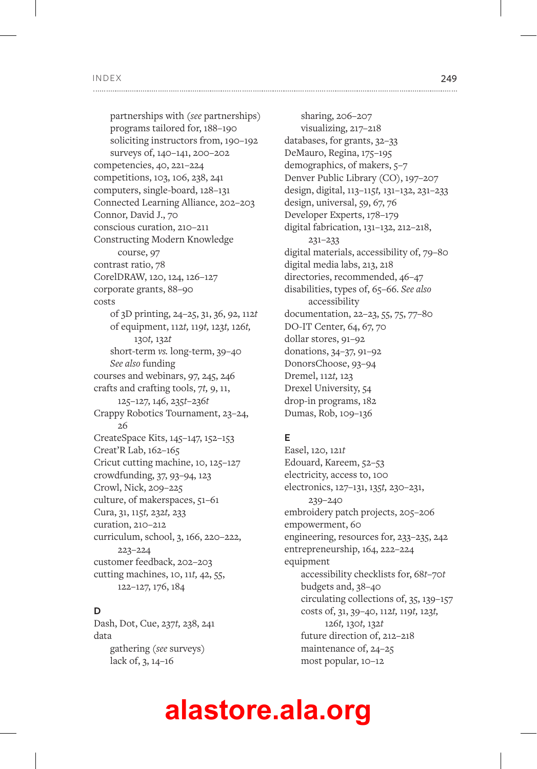partnerships with (*see* partnerships)
programs tailored for, 188–190
soliciting instructors from, 190–192
surveys of, 140–141, 200–202

competencies, 40, 221–224
competitions, 103, 106, 238, 241
computers, single-board, 128–131
Connected Learning Alliance, 202–203
Connor, David J., 70
conscious curation, 210–211
Constructing Modern Knowledge course, 97
contrast ratio, 78
CorelDRAW, 120, 124, 126–127
corporate grants, 88–90
costs
of 3D printing, 24–25, 31, 36, 92, 112*t*
of equipment, 112*t*, 119*t*, 123*t*, 126*t*, 130*t*, 132*t*
short-term *vs.* long-term, 39–40
*See also* funding

courses and webinars, 97, 245, 246
crafts and crafting tools, 7*t*, 9, 11, 125–127, 146, 235*t*–236*t*
Crappy Robotics Tournament, 23–24, 26
CreateSpace Kits, 145–147, 152–153
Creat'R Lab, 162–165
Cricut cutting machine, 10, 125–127
crowdfunding, 37, 93–94, 123
Crowl, Nick, 209–225
culture, of makerspaces, 51–61
Cura, 31, 115*t*, 232*t*, 233
curation, 210–212
curriculum, school, 3, 166, 220–222, 223–224
customer feedback, 202–203
cutting machines, 10, 11*t*, 42, 55, 122–127, 176, 184

## D

Dash, Dot, Cue, 237*t*, 238, 241
data
gathering (*see* surveys)
lack of, 3, 14–16
sharing, 206–207
visualizing, 217–218

databases, for grants, 32–33
DeMauro, Regina, 175–195
demographics, of makers, 5–7
Denver Public Library (CO), 197–207
design, digital, 113–115*t*, 131–132, 231–233
design, universal, 59, 67, 76
Developer Experts, 178–179
digital fabrication, 131–132, 212–218, 231–233
digital materials, accessibility of, 79–80
digital media labs, 213, 218
directories, recommended, 46–47
disabilities, types of, 65–66. *See also* accessibility
documentation, 22–23, 55, 75, 77–80
DO-IT Center, 64, 67, 70
dollar stores, 91–92
donations, 34–37, 91–92
DonorsChoose, 93–94
Dremel, 112*t*, 123
Drexel University, 54
drop-in programs, 182
Dumas, Rob, 109–136

## E

Easel, 120, 121*t*
Edouard, Kareem, 52–53
electricity, access to, 100
electronics, 127–131, 135*t*, 230–231, 239–240
embroidery patch projects, 205–206
empowerment, 60
engineering, resources for, 233–235, 242
entrepreneurship, 164, 222–224
equipment
accessibility checklists for, 68*t*–70*t*
budgets and, 38–40
circulating collections of, 35, 139–157
costs of, 31, 39–40, 112*t*, 119*t*, 123*t*, 126*t*, 130*t*, 132*t*
future direction of, 212–218
maintenance of, 24–25
most popular, 10–12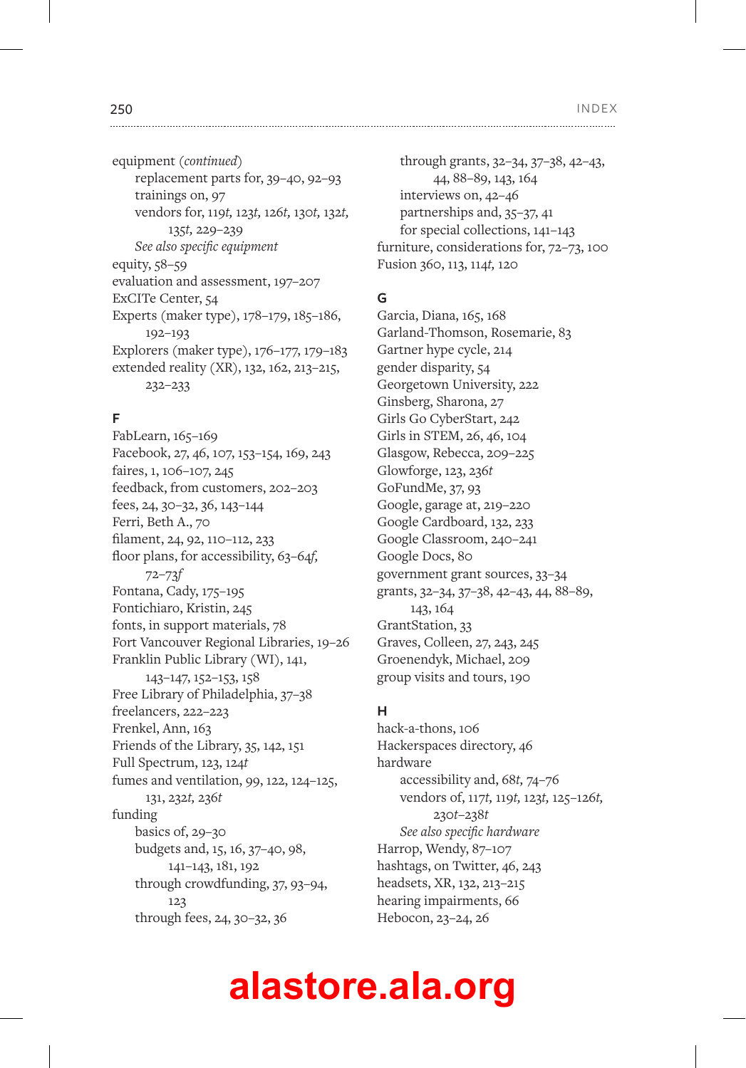equipment (*continued*)
- replacement parts for, 39–40, 92–93
- trainings on, 97
- vendors for, 119*t,* 123*t,* 126*t,* 130*t,* 132*t,* 135*t,* 229–239
- *See also specific equipment*

equity, 58–59
evaluation and assessment, 197–207
ExCITe Center, 54
Experts (maker type), 178–179, 185–186, 192–193
Explorers (maker type), 176–177, 179–183
extended reality (XR), 132, 162, 213–215, 232–233

## F

FabLearn, 165–169
Facebook, 27, 46, 107, 153–154, 169, 243
faires, 1, 106–107, 245
feedback, from customers, 202–203
fees, 24, 30–32, 36, 143–144
Ferri, Beth A., 70
filament, 24, 92, 110–112, 233
floor plans, for accessibility, 63–64*f,* 72–73*f*
Fontana, Cady, 175–195
Fontichiaro, Kristin, 245
fonts, in support materials, 78
Fort Vancouver Regional Libraries, 19–26
Franklin Public Library (WI), 141, 143–147, 152–153, 158
Free Library of Philadelphia, 37–38
freelancers, 222–223
Frenkel, Ann, 163
Friends of the Library, 35, 142, 151
Full Spectrum, 123, 124*t*
fumes and ventilation, 99, 122, 124–125, 131, 232*t,* 236*t*
funding
- basics of, 29–30
- budgets and, 15, 16, 37–40, 98, 141–143, 181, 192
- through crowdfunding, 37, 93–94, 123
- through fees, 24, 30–32, 36
- through grants, 32–34, 37–38, 42–43, 44, 88–89, 143, 164
- interviews on, 42–46
- partnerships and, 35–37, 41
- for special collections, 141–143

furniture, considerations for, 72–73, 100
Fusion 360, 113, 114*t,* 120

## G

Garcia, Diana, 165, 168
Garland-Thomson, Rosemarie, 83
Gartner hype cycle, 214
gender disparity, 54
Georgetown University, 222
Ginsberg, Sharona, 27
Girls Go CyberStart, 242
Girls in STEM, 26, 46, 104
Glasgow, Rebecca, 209–225
Glowforge, 123, 236*t*
GoFundMe, 37, 93
Google, garage at, 219–220
Google Cardboard, 132, 233
Google Classroom, 240–241
Google Docs, 80
government grant sources, 33–34
grants, 32–34, 37–38, 42–43, 44, 88–89, 143, 164
GrantStation, 33
Graves, Colleen, 27, 243, 245
Groenendyk, Michael, 209
group visits and tours, 190

## H

hack-a-thons, 106
Hackerspaces directory, 46
hardware
- accessibility and, 68*t,* 74–76
- vendors of, 117*t,* 119*t,* 123*t,* 125–126*t,* 230*t*–238*t*
- *See also specific hardware*

Harrop, Wendy, 87–107
hashtags, on Twitter, 46, 243
headsets, XR, 132, 213–215
hearing impairments, 66
Hebocon, 23–24, 26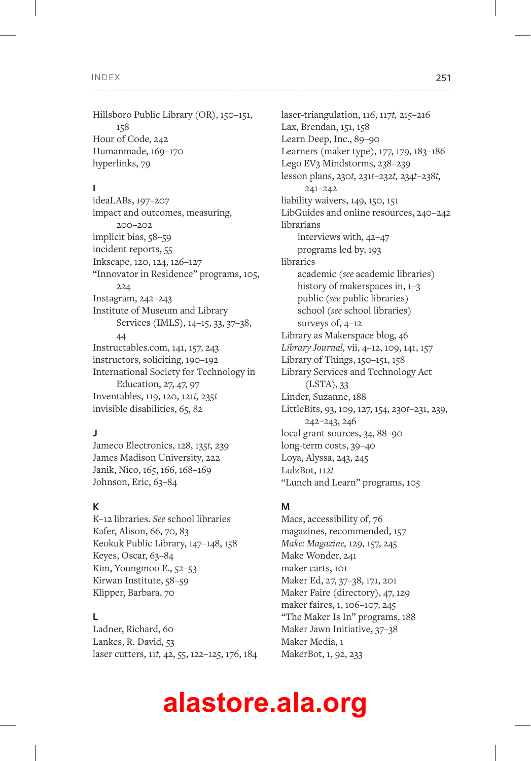Hillsboro Public Library (OR), 150–151, 158
Hour of Code, 242
Humanmade, 169–170
hyperlinks, 79

**I**

ideaLABs, 197–207
impact and outcomes, measuring, 200–202
implicit bias, 58–59
incident reports, 55
Inkscape, 120, 124, 126–127
"Innovator in Residence" programs, 105, 224
Instagram, 242–243
Institute of Museum and Library Services (IMLS), 14–15, 33, 37–38, 44
Instructables.com, 141, 157, 243
instructors, soliciting, 190–192
International Society for Technology in Education, 27, 47, 97
Inventables, 119, 120, 121*t*, 235*t*
invisible disabilities, 65, 82

**J**

Jameco Electronics, 128, 135*t*, 239
James Madison University, 222
Janik, Nico, 165, 166, 168–169
Johnson, Eric, 63–84

**K**

K–12 libraries. *See* school libraries
Kafer, Alison, 66, 70, 83
Keokuk Public Library, 147–148, 158
Keyes, Oscar, 63–84
Kim, Youngmoo E., 52–53
Kirwan Institute, 58–59
Klipper, Barbara, 70

**L**

Ladner, Richard, 60
Lankes, R. David, 53
laser cutters, 11*t*, 42, 55, 122–125, 176, 184
laser-triangulation, 116, 117*t*, 215–216
Lax, Brendan, 151, 158
Learn Deep, Inc., 89–90
Learners (maker type), 177, 179, 183–186
Lego EV3 Mindstorms, 238–239
lesson plans, 230*t*, 231*t*–232*t*, 234*t*–238*t*, 241–242
liability waivers, 149, 150, 151
LibGuides and online resources, 240–242
librarians
  interviews with, 42–47
  programs led by, 193
libraries
  academic (*see* academic libraries)
  history of makerspaces in, 1–3
  public (*see* public libraries)
  school (*see* school libraries)
  surveys of, 4–12
Library as Makerspace blog, 46
*Library Journal*, vii, 4–12, 109, 141, 157
Library of Things, 150–151, 158
Library Services and Technology Act (LSTA), 33
Linder, Suzanne, 188
LittleBits, 93, 109, 127, 154, 230*t*–231, 239, 242–243, 246
local grant sources, 34, 88–90
long-term costs, 39–40
Loya, Alyssa, 243, 245
LulzBot, 112*t*
"Lunch and Learn" programs, 105

**M**

Macs, accessibility of, 76
magazines, recommended, 157
*Make: Magazine*, 129, 157, 245
Make Wonder, 241
maker carts, 101
Maker Ed, 27, 37–38, 171, 201
Maker Faire (directory), 47, 129
maker faires, 1, 106–107, 245
"The Maker Is In" programs, 188
Maker Jawn Initiative, 37–38
Maker Media, 1
MakerBot, 1, 92, 233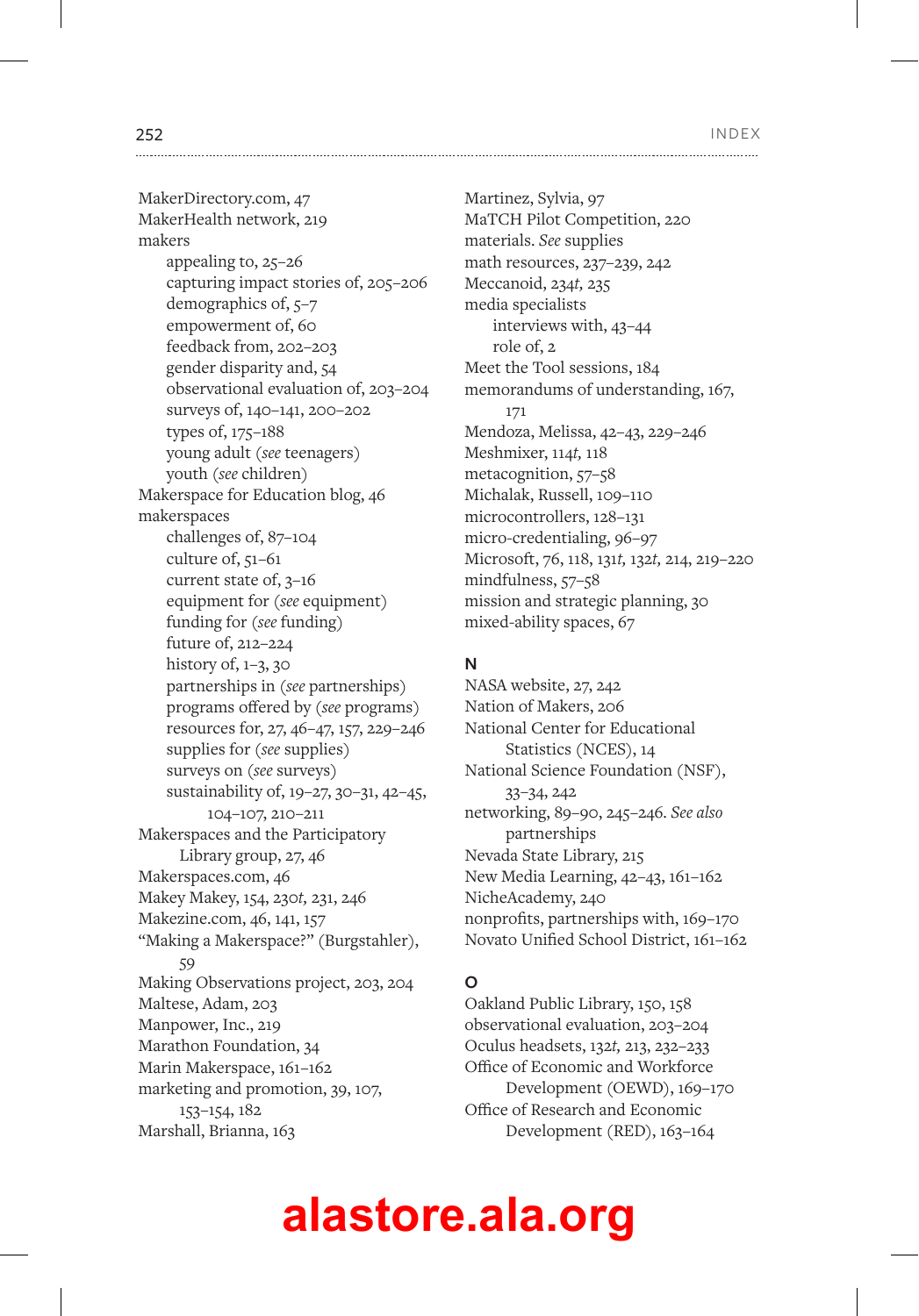MakerDirectory.com, 47
MakerHealth network, 219
makers
    appealing to, 25–26
    capturing impact stories of, 205–206
    demographics of, 5–7
    empowerment of, 60
    feedback from, 202–203
    gender disparity and, 54
    observational evaluation of, 203–204
    surveys of, 140–141, 200–202
    types of, 175–188
    young adult (*see* teenagers)
    youth (*see* children)
Makerspace for Education blog, 46
makerspaces
    challenges of, 87–104
    culture of, 51–61
    current state of, 3–16
    equipment for (*see* equipment)
    funding for (*see* funding)
    future of, 212–224
    history of, 1–3, 30
    partnerships in (*see* partnerships)
    programs offered by (*see* programs)
    resources for, 27, 46–47, 157, 229–246
    supplies for (*see* supplies)
    surveys on (*see* surveys)
    sustainability of, 19–27, 30–31, 42–45, 104–107, 210–211
Makerspaces and the Participatory Library group, 27, 46
Makerspaces.com, 46
Makey Makey, 154, 230*t*, 231, 246
Makezine.com, 46, 141, 157
"Making a Makerspace?" (Burgstahler), 59
Making Observations project, 203, 204
Maltese, Adam, 203
Manpower, Inc., 219
Marathon Foundation, 34
Marin Makerspace, 161–162
marketing and promotion, 39, 107, 153–154, 182
Marshall, Brianna, 163
Martinez, Sylvia, 97
MaTCH Pilot Competition, 220
materials. *See* supplies
math resources, 237–239, 242
Meccanoid, 234*t*, 235
media specialists
    interviews with, 43–44
    role of, 2
Meet the Tool sessions, 184
memorandums of understanding, 167, 171
Mendoza, Melissa, 42–43, 229–246
Meshmixer, 114*t*, 118
metacognition, 57–58
Michalak, Russell, 109–110
microcontrollers, 128–131
micro-credentialing, 96–97
Microsoft, 76, 118, 131*t*, 132*t*, 214, 219–220
mindfulness, 57–58
mission and strategic planning, 30
mixed-ability spaces, 67

## N

NASA website, 27, 242
Nation of Makers, 206
National Center for Educational Statistics (NCES), 14
National Science Foundation (NSF), 33–34, 242
networking, 89–90, 245–246. *See also* partnerships
Nevada State Library, 215
New Media Learning, 42–43, 161–162
NicheAcademy, 240
nonprofits, partnerships with, 169–170
Novato Unified School District, 161–162

## O

Oakland Public Library, 150, 158
observational evaluation, 203–204
Oculus headsets, 132*t*, 213, 232–233
Office of Economic and Workforce Development (OEWD), 169–170
Office of Research and Economic Development (RED), 163–164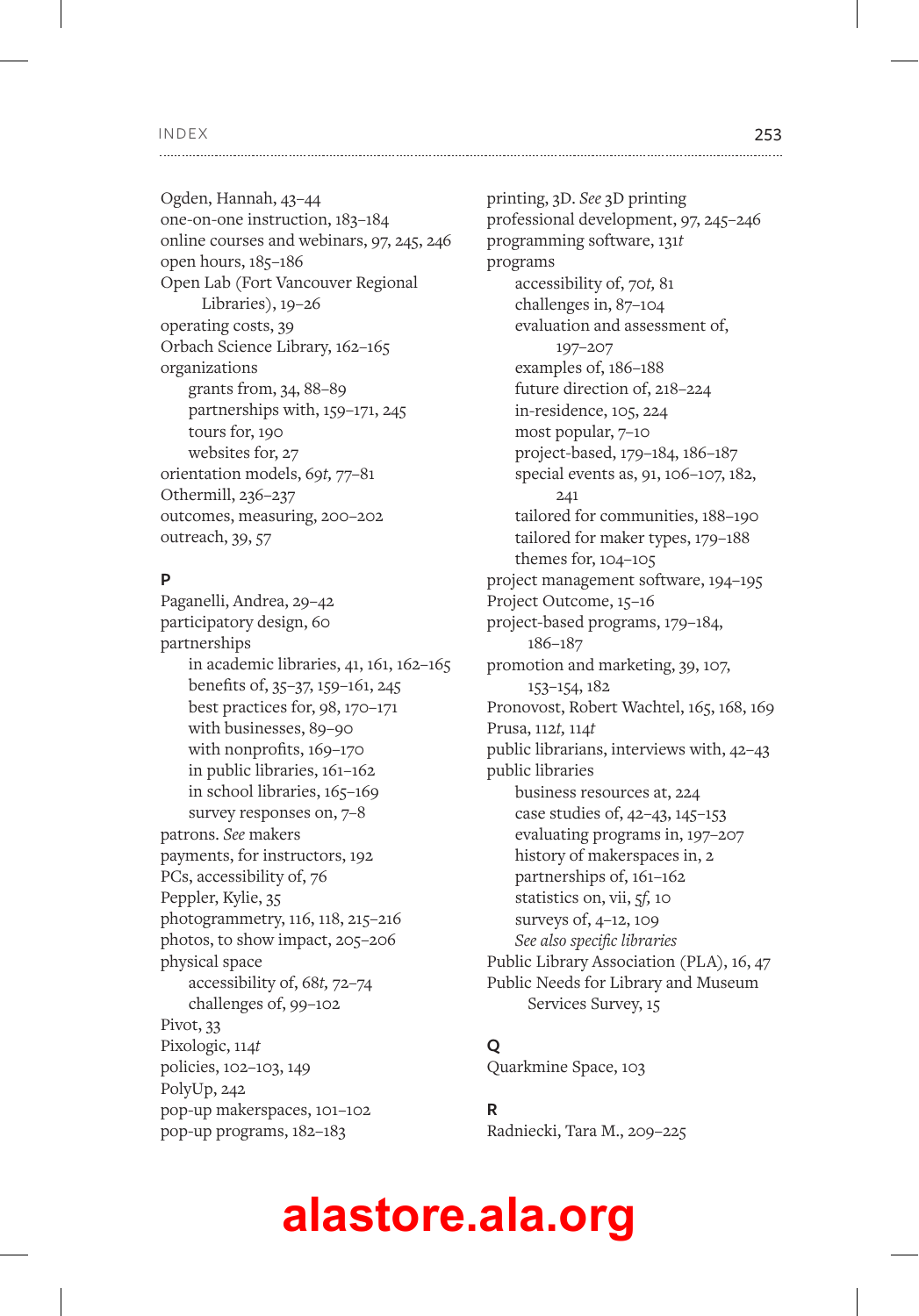Ogden, Hannah, 43–44
one-on-one instruction, 183–184
online courses and webinars, 97, 245, 246
open hours, 185–186
Open Lab (Fort Vancouver Regional Libraries), 19–26
operating costs, 39
Orbach Science Library, 162–165
organizations
- grants from, 34, 88–89
- partnerships with, 159–171, 245
- tours for, 190
- websites for, 27

orientation models, 69*t*, 77–81
Othermill, 236–237
outcomes, measuring, 200–202
outreach, 39, 57

**P**

Paganelli, Andrea, 29–42
participatory design, 60
partnerships
- in academic libraries, 41, 161, 162–165
- benefits of, 35–37, 159–161, 245
- best practices for, 98, 170–171
- with businesses, 89–90
- with nonprofits, 169–170
- in public libraries, 161–162
- in school libraries, 165–169
- survey responses on, 7–8

patrons. *See* makers
payments, for instructors, 192
PCs, accessibility of, 76
Peppler, Kylie, 35
photogrammetry, 116, 118, 215–216
photos, to show impact, 205–206
physical space
- accessibility of, 68*t*, 72–74
- challenges of, 99–102

Pivot, 33
Pixologic, 114*t*
policies, 102–103, 149
PolyUp, 242
pop-up makerspaces, 101–102
pop-up programs, 182–183
printing, 3D. *See* 3D printing
professional development, 97, 245–246
programming software, 131*t*
programs
- accessibility of, 70*t*, 81
- challenges in, 87–104
- evaluation and assessment of, 197–207
- examples of, 186–188
- future direction of, 218–224
- in-residence, 105, 224
- most popular, 7–10
- project-based, 179–184, 186–187
- special events as, 91, 106–107, 182, 241
- tailored for communities, 188–190
- tailored for maker types, 179–188
- themes for, 104–105

project management software, 194–195
Project Outcome, 15–16
project-based programs, 179–184, 186–187
promotion and marketing, 39, 107, 153–154, 182
Pronovost, Robert Wachtel, 165, 168, 169
Prusa, 112*t*, 114*t*
public librarians, interviews with, 42–43
public libraries
- business resources at, 224
- case studies of, 42–43, 145–153
- evaluating programs in, 197–207
- history of makerspaces in, 2
- partnerships of, 161–162
- statistics on, vii, 5*f*, 10
- surveys of, 4–12, 109
- *See also specific libraries*

Public Library Association (PLA), 16, 47
Public Needs for Library and Museum Services Survey, 15

**Q**

Quarkmine Space, 103

**R**

Radniecki, Tara M., 209–225

alastore.ala.org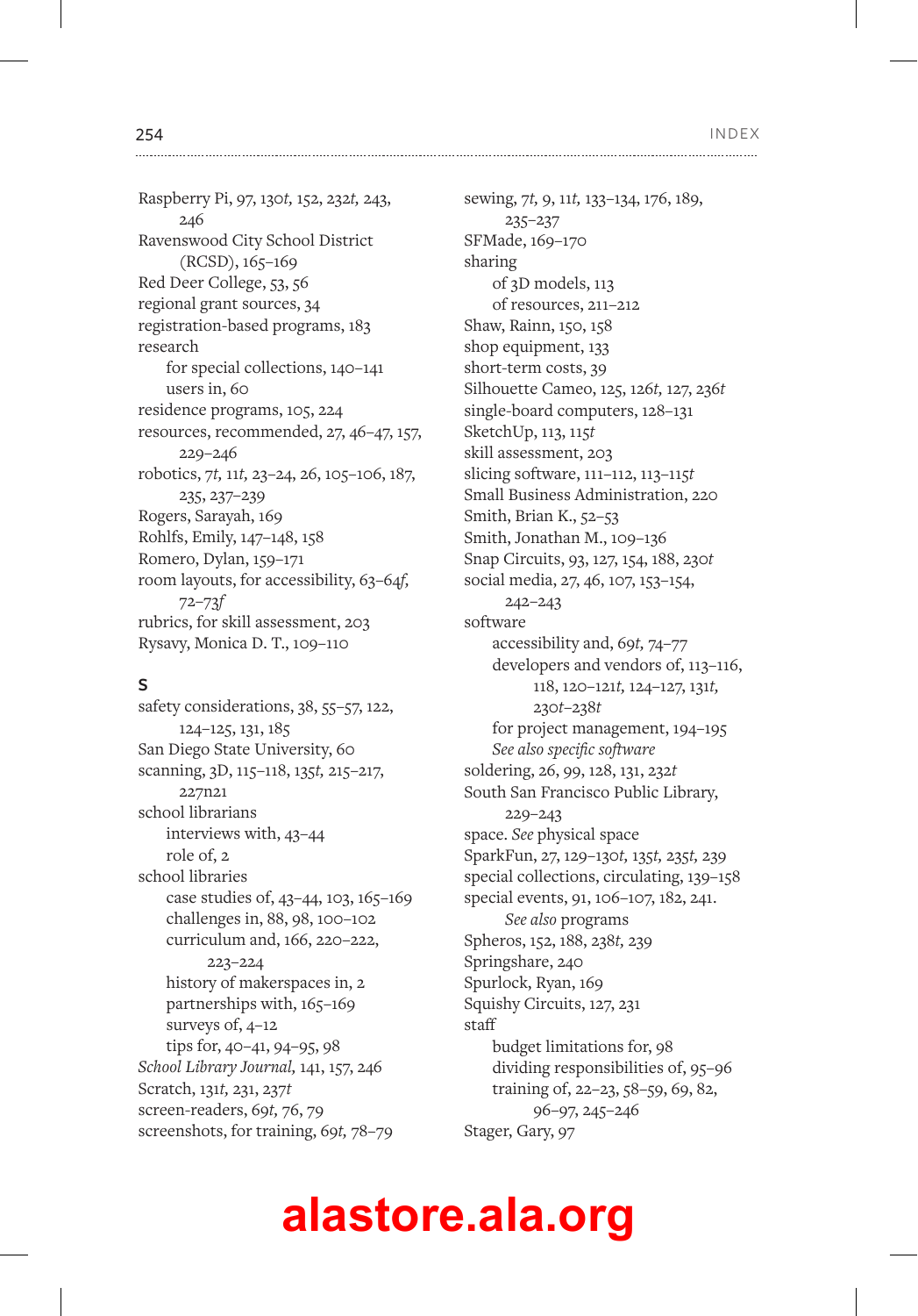Raspberry Pi, 97, 130*t*, 152, 232*t*, 243, 246

Ravenswood City School District (RCSD), 165–169

Red Deer College, 53, 56

regional grant sources, 34

registration-based programs, 183

research
- for special collections, 140–141
- users in, 60

residence programs, 105, 224

resources, recommended, 27, 46–47, 157, 229–246

robotics, 7*t*, 11*t*, 23–24, 26, 105–106, 187, 235, 237–239

Rogers, Sarayah, 169

Rohlfs, Emily, 147–148, 158

Romero, Dylan, 159–171

room layouts, for accessibility, 63–64*f*, 72–73*f*

rubrics, for skill assessment, 203

Rysavy, Monica D. T., 109–110

## S

safety considerations, 38, 55–57, 122, 124–125, 131, 185

San Diego State University, 60

scanning, 3D, 115–118, 135*t*, 215–217, 227n21

school librarians
- interviews with, 43–44
- role of, 2

school libraries
- case studies of, 43–44, 103, 165–169
- challenges in, 88, 98, 100–102
- curriculum and, 166, 220–222, 223–224
- history of makerspaces in, 2
- partnerships with, 165–169
- surveys of, 4–12
- tips for, 40–41, 94–95, 98

*School Library Journal*, 141, 157, 246

Scratch, 131*t*, 231, 237*t*

screen-readers, 69*t*, 76, 79

screenshots, for training, 69*t*, 78–79

sewing, 7*t*, 9, 11*t*, 133–134, 176, 189, 235–237

SFMade, 169–170

sharing
- of 3D models, 113
- of resources, 211–212

Shaw, Rainn, 150, 158

shop equipment, 133

short-term costs, 39

Silhouette Cameo, 125, 126*t*, 127, 236*t*

single-board computers, 128–131

SketchUp, 113, 115*t*

skill assessment, 203

slicing software, 111–112, 113–115*t*

Small Business Administration, 220

Smith, Brian K., 52–53

Smith, Jonathan M., 109–136

Snap Circuits, 93, 127, 154, 188, 230*t*

social media, 27, 46, 107, 153–154, 242–243

software
- accessibility and, 69*t*, 74–77
- developers and vendors of, 113–116, 118, 120–121*t*, 124–127, 131*t*, 230*t*–238*t*
- for project management, 194–195
- *See also specific software*

soldering, 26, 99, 128, 131, 232*t*

South San Francisco Public Library, 229–243

space. *See* physical space

SparkFun, 27, 129–130*t*, 135*t*, 235*t*, 239

special collections, circulating, 139–158

special events, 91, 106–107, 182, 241. *See also* programs

Spheros, 152, 188, 238*t*, 239

Springshare, 240

Spurlock, Ryan, 169

Squishy Circuits, 127, 231

staff
- budget limitations for, 98
- dividing responsibilities of, 95–96
- training of, 22–23, 58–59, 69, 82, 96–97, 245–246

Stager, Gary, 97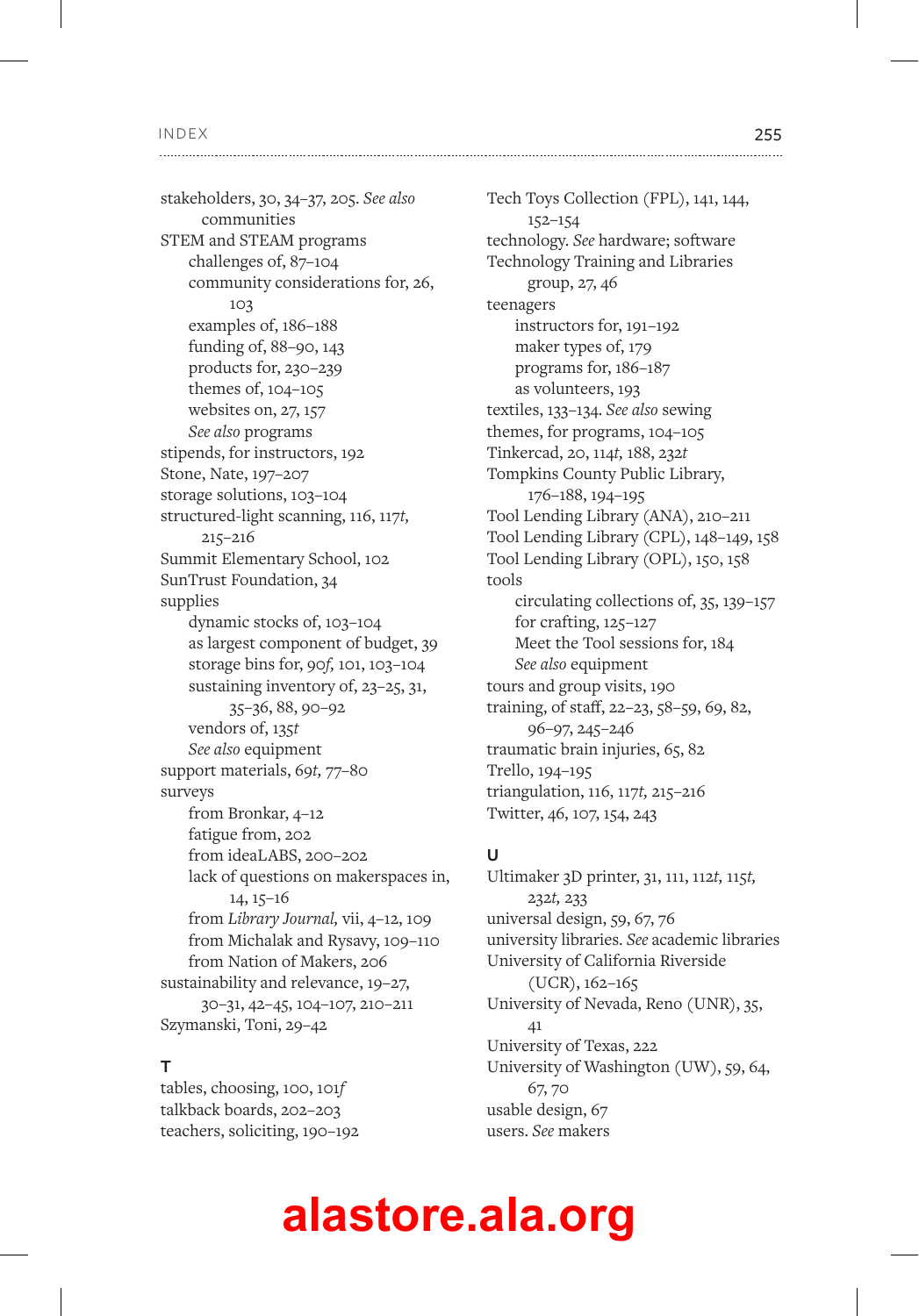stakeholders, 30, 34–37, 205. *See also* communities

STEM and STEAM programs
- challenges of, 87–104
- community considerations for, 26, 103
- examples of, 186–188
- funding of, 88–90, 143
- products for, 230–239
- themes of, 104–105
- websites on, 27, 157
- *See also* programs

stipends, for instructors, 192

Stone, Nate, 197–207

storage solutions, 103–104

structured-light scanning, 116, 117*t*, 215–216

Summit Elementary School, 102

SunTrust Foundation, 34

supplies
- dynamic stocks of, 103–104
- as largest component of budget, 39
- storage bins for, 90*f*, 101, 103–104
- sustaining inventory of, 23–25, 31, 35–36, 88, 90–92
- vendors of, 135*t*
- *See also* equipment

support materials, 69*t*, 77–80

surveys
- from Bronkar, 4–12
- fatigue from, 202
- from ideaLABS, 200–202
- lack of questions on makerspaces in, 14, 15–16
- from *Library Journal*, vii, 4–12, 109
- from Michalak and Rysavy, 109–110
- from Nation of Makers, 206

sustainability and relevance, 19–27, 30–31, 42–45, 104–107, 210–211

Szymanski, Toni, 29–42

## T

tables, choosing, 100, 101*f*

talkback boards, 202–203

teachers, soliciting, 190–192

Tech Toys Collection (FPL), 141, 144, 152–154

technology. *See* hardware; software

Technology Training and Libraries group, 27, 46

teenagers
- instructors for, 191–192
- maker types of, 179
- programs for, 186–187
- as volunteers, 193

textiles, 133–134. *See also* sewing

themes, for programs, 104–105

Tinkercad, 20, 114*t*, 188, 232*t*

Tompkins County Public Library, 176–188, 194–195

Tool Lending Library (ANA), 210–211

Tool Lending Library (CPL), 148–149, 158

Tool Lending Library (OPL), 150, 158

tools
- circulating collections of, 35, 139–157
- for crafting, 125–127
- Meet the Tool sessions for, 184
- *See also* equipment

tours and group visits, 190

training, of staff, 22–23, 58–59, 69, 82, 96–97, 245–246

traumatic brain injuries, 65, 82

Trello, 194–195

triangulation, 116, 117*t*, 215–216

Twitter, 46, 107, 154, 243

## U

Ultimaker 3D printer, 31, 111, 112*t*, 115*t*, 232*t*, 233

universal design, 59, 67, 76

university libraries. *See* academic libraries

University of California Riverside (UCR), 162–165

University of Nevada, Reno (UNR), 35, 41

University of Texas, 222

University of Washington (UW), 59, 64, 67, 70

usable design, 67

users. *See* makers

alastore.ala.org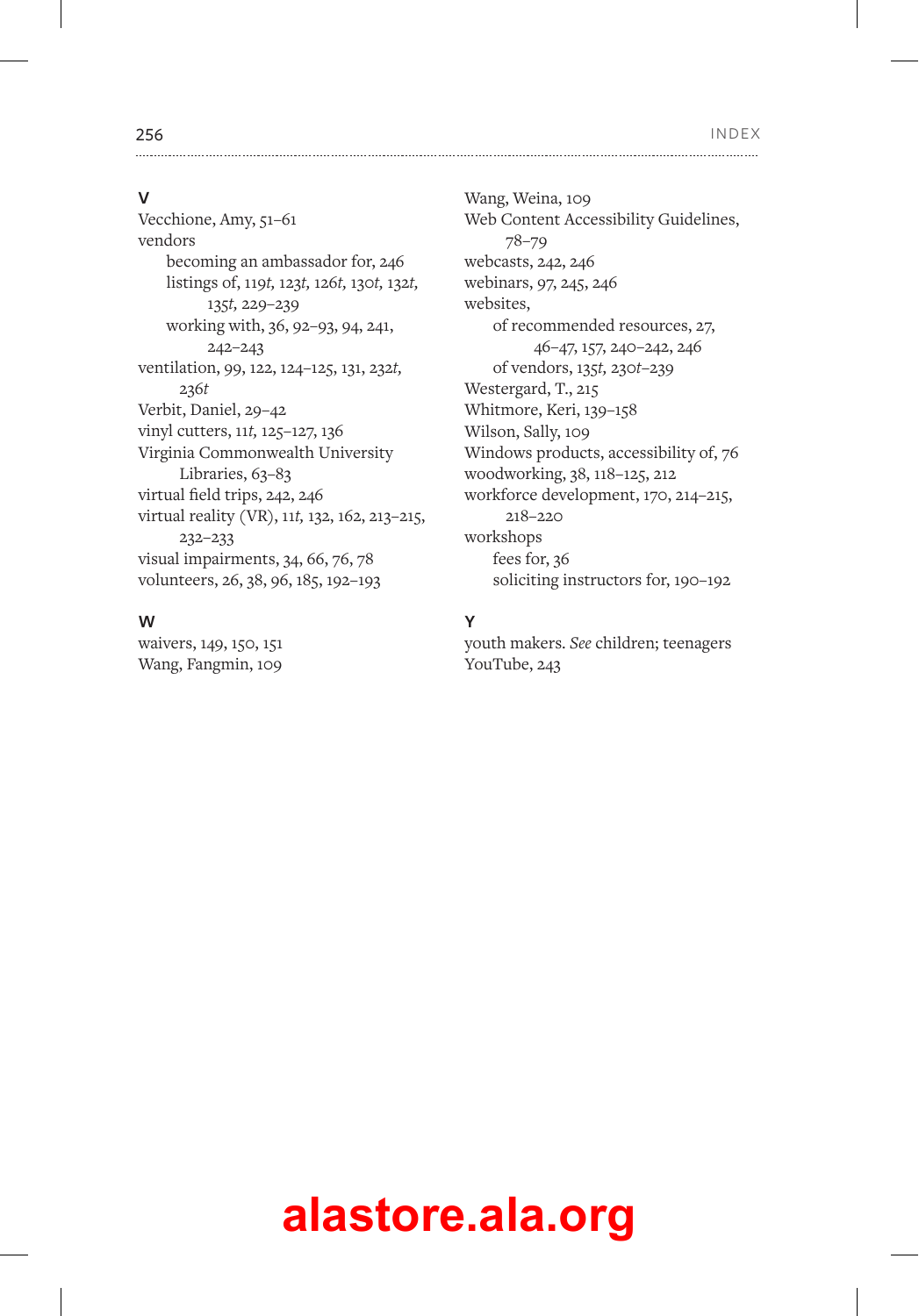## V

Vecchione, Amy, 51–61
vendors
  becoming an ambassador for, 246
  listings of, 119*t,* 123*t,* 126*t,* 130*t,* 132*t,* 135*t,* 229–239
  working with, 36, 92–93, 94, 241, 242–243
ventilation, 99, 122, 124–125, 131, 232*t,* 236*t*
Verbit, Daniel, 29–42
vinyl cutters, 11*t,* 125–127, 136
Virginia Commonwealth University Libraries, 63–83
virtual field trips, 242, 246
virtual reality (VR), 11*t,* 132, 162, 213–215, 232–233
visual impairments, 34, 66, 76, 78
volunteers, 26, 38, 96, 185, 192–193

## W

waivers, 149, 150, 151
Wang, Fangmin, 109
Wang, Weina, 109
Web Content Accessibility Guidelines, 78–79
webcasts, 242, 246
webinars, 97, 245, 246
websites,
  of recommended resources, 27, 46–47, 157, 240–242, 246
  of vendors, 135*t,* 230*t*–239
Westergard, T., 215
Whitmore, Keri, 139–158
Wilson, Sally, 109
Windows products, accessibility of, 76
woodworking, 38, 118–125, 212
workforce development, 170, 214–215, 218–220
workshops
  fees for, 36
  soliciting instructors for, 190–192

## Y

youth makers. *See* children; teenagers
YouTube, 243

alastore.ala.org